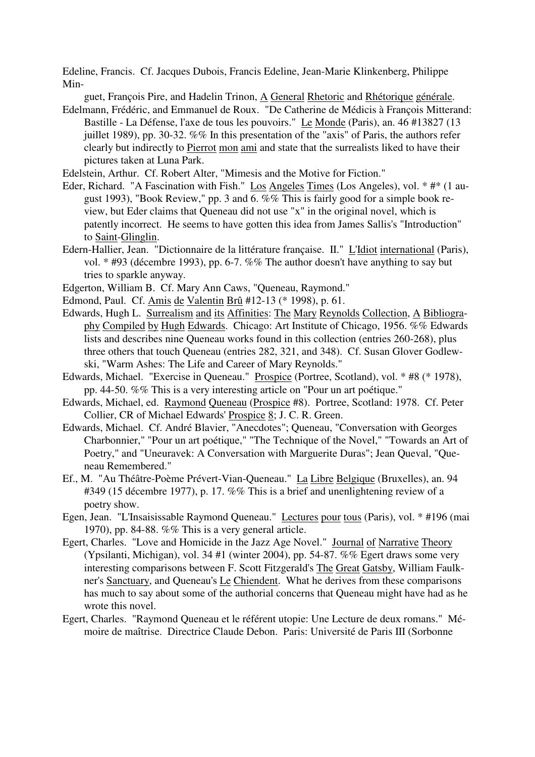Edeline, Francis. Cf. Jacques Dubois, Francis Edeline, Jean-Marie Klinkenberg, Philippe Minguet, François Pire, and Hadelin Trinon, A General Rhetoric and Rhétorique générale.

Edelmann, Frédéric, and Emmanuel de Roux. "De Catherine de Médicis à François Mitterand: Bastille - La Défense, l'axe de tous les pouvoirs." Le Monde (Paris), an. 46 #13827 (13 juillet 1989), pp. 30-32. %% In this presentation of the "axis" of Paris, the authors refer clearly but indirectly to Pierrot mon ami and state that the surrealists liked to have their pictures taken at Luna Park.

Edelstein, Arthur. Cf. Robert Alter, "Mimesis and the Motive for Fiction."

Eder, Richard. "A Fascination with Fish." Los Angeles Times (Los Angeles), vol. * #* (1 august 1993), "Book Review," pp. 3 and 6. %% This is fairly good for a simple book review, but Eder claims that Queneau did not use "x" in the original novel, which is patently incorrect. He seems to have gotten this idea from James Sallis's "Introduction" to Saint-Glinglin.

Edern-Hallier, Jean. "Dictionnaire de la littérature française. II." L'Idiot international (Paris), vol. * #93 (décembre 1993), pp. 6-7. %% The author doesn't have anything to say but tries to sparkle anyway.

Edgerton, William B. Cf. Mary Ann Caws, "Queneau, Raymond."

Edmond, Paul. Cf. Amis de Valentin Brû #12-13 (* 1998), p. 61.

Edwards, Hugh L. Surrealism and its Affinities: The Mary Reynolds Collection, A Bibliography Compiled by Hugh Edwards. Chicago: Art Institute of Chicago, 1956. %% Edwards lists and describes nine Queneau works found in this collection (entries 260-268), plus three others that touch Queneau (entries 282, 321, and 348). Cf. Susan Glover Godlewski, "Warm Ashes: The Life and Career of Mary Reynolds."

Edwards, Michael. "Exercise in Queneau." Prospice (Portree, Scotland), vol. * #8 (* 1978), pp. 44-50. %% This is a very interesting article on "Pour un art poétique."

Edwards, Michael, ed. Raymond Queneau (Prospice #8). Portree, Scotland: 1978. Cf. Peter Collier, CR of Michael Edwards' Prospice 8; J. C. R. Green.

Edwards, Michael. Cf. André Blavier, "Anecdotes"; Queneau, "Conversation with Georges Charbonnier," "Pour un art poétique," "The Technique of the Novel," "Towards an Art of Poetry," and "Uneuravek: A Conversation with Marguerite Duras"; Jean Queval, "Queneau Remembered."

Ef., M. "Au Théâtre-Poème Prévert-Vian-Queneau." La Libre Belgique (Bruxelles), an. 94 #349 (15 décembre 1977), p. 17. %% This is a brief and unenlightening review of a poetry show.

Egen, Jean. "L'Insaisissable Raymond Queneau." Lectures pour tous (Paris), vol. * #196 (mai 1970), pp. 84-88. %% This is a very general article.

Egert, Charles. "Love and Homicide in the Jazz Age Novel." Journal of Narrative Theory (Ypsilanti, Michigan), vol. 34 #1 (winter 2004), pp. 54-87. %% Egert draws some very interesting comparisons between F. Scott Fitzgerald's The Great Gatsby, William Faulkner's Sanctuary, and Queneau's Le Chiendent. What he derives from these comparisons has much to say about some of the authorial concerns that Queneau might have had as he wrote this novel.

Egert, Charles. "Raymond Queneau et le référent utopie: Une Lecture de deux romans." Mémoire de maîtrise. Directrice Claude Debon. Paris: Université de Paris III (Sorbonne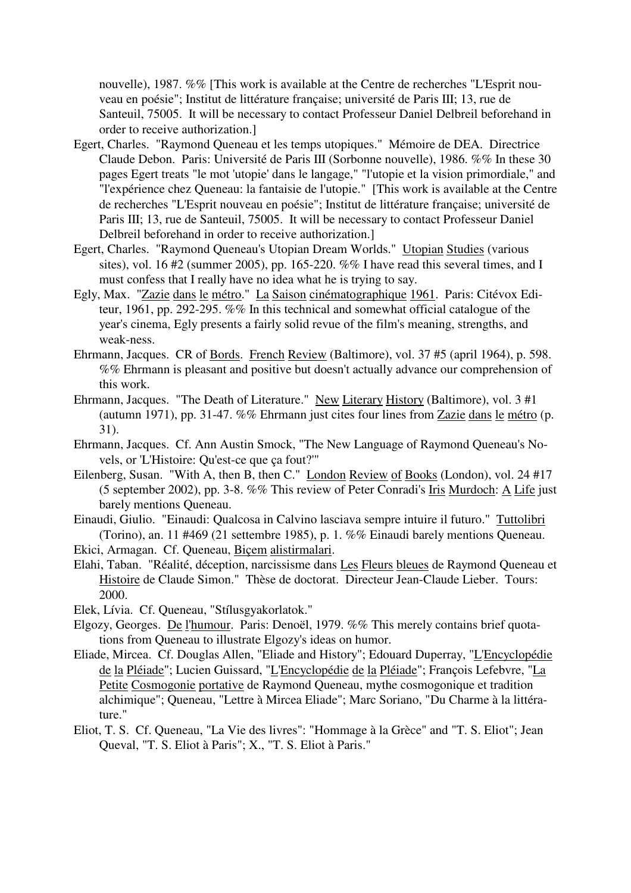nouvelle), 1987. %% [This work is available at the Centre de recherches "L'Esprit nouveau en poésie"; Institut de littérature française; université de Paris III; 13, rue de Santeuil, 75005. It will be necessary to contact Professeur Daniel Delbreil beforehand in order to receive authorization.]

Egert, Charles. "Raymond Queneau et les temps utopiques." Mémoire de DEA. Directrice Claude Debon. Paris: Université de Paris III (Sorbonne nouvelle), 1986. %% In these 30 pages Egert treats "le mot 'utopie' dans le langage," "l'utopie et la vision primordiale," and "l'expérience chez Queneau: la fantaisie de l'utopie." [This work is available at the Centre de recherches "L'Esprit nouveau en poésie"; Institut de littérature française; université de Paris III; 13, rue de Santeuil, 75005. It will be necessary to contact Professeur Daniel Delbreil beforehand in order to receive authorization.]

Egert, Charles. "Raymond Queneau's Utopian Dream Worlds." Utopian Studies (various sites), vol. 16 #2 (summer 2005), pp. 165-220. %% I have read this several times, and I must confess that I really have no idea what he is trying to say.

Egly, Max. "Zazie dans le métro." La Saison cinématographique 1961. Paris: Citévox Editeur, 1961, pp. 292-295. %% In this technical and somewhat official catalogue of the year's cinema, Egly presents a fairly solid revue of the film's meaning, strengths, and weak-ness.

Ehrmann, Jacques. CR of Bords. French Review (Baltimore), vol. 37 #5 (april 1964), p. 598. %% Ehrmann is pleasant and positive but doesn't actually advance our comprehension of this work.

Ehrmann, Jacques. "The Death of Literature." New Literary History (Baltimore), vol. 3 #1 (autumn 1971), pp. 31-47. %% Ehrmann just cites four lines from Zazie dans le métro (p. 31).

Ehrmann, Jacques. Cf. Ann Austin Smock, "The New Language of Raymond Queneau's Novels, or 'L'Histoire: Qu'est-ce que ça fout?'"

Eilenberg, Susan. "With A, then B, then C." London Review of Books (London), vol. 24 #17 (5 september 2002), pp. 3-8. %% This review of Peter Conradi's Iris Murdoch: A Life just barely mentions Queneau.

Einaudi, Giulio. "Einaudi: Qualcosa in Calvino lasciava sempre intuire il futuro." Tuttolibri (Torino), an. 11 #469 (21 settembre 1985), p. 1. %% Einaudi barely mentions Queneau.

Ekici, Armagan. Cf. Queneau, Biçem alistirmalari.

Elahi, Taban. "Réalité, déception, narcissisme dans Les Fleurs bleues de Raymond Queneau et Histoire de Claude Simon." Thèse de doctorat. Directeur Jean-Claude Lieber. Tours: 2000.

Elek, Lívia. Cf. Queneau, "Stílusgyakorlatok."

Elgozy, Georges. De l'humour. Paris: Denoël, 1979. %% This merely contains brief quotations from Queneau to illustrate Elgozy's ideas on humor.

Eliade, Mircea. Cf. Douglas Allen, "Eliade and History"; Edouard Duperray, "L'Encyclopédie de la Pléiade"; Lucien Guissard, "L'Encyclopédie de la Pléiade"; François Lefebvre, "La Petite Cosmogonie portative de Raymond Queneau, mythe cosmogonique et tradition alchimique"; Queneau, "Lettre à Mircea Eliade"; Marc Soriano, "Du Charme à la littérature."

Eliot, T. S. Cf. Queneau, "La Vie des livres": "Hommage à la Grèce" and "T. S. Eliot"; Jean Queval, "T. S. Eliot à Paris"; X., "T. S. Eliot à Paris."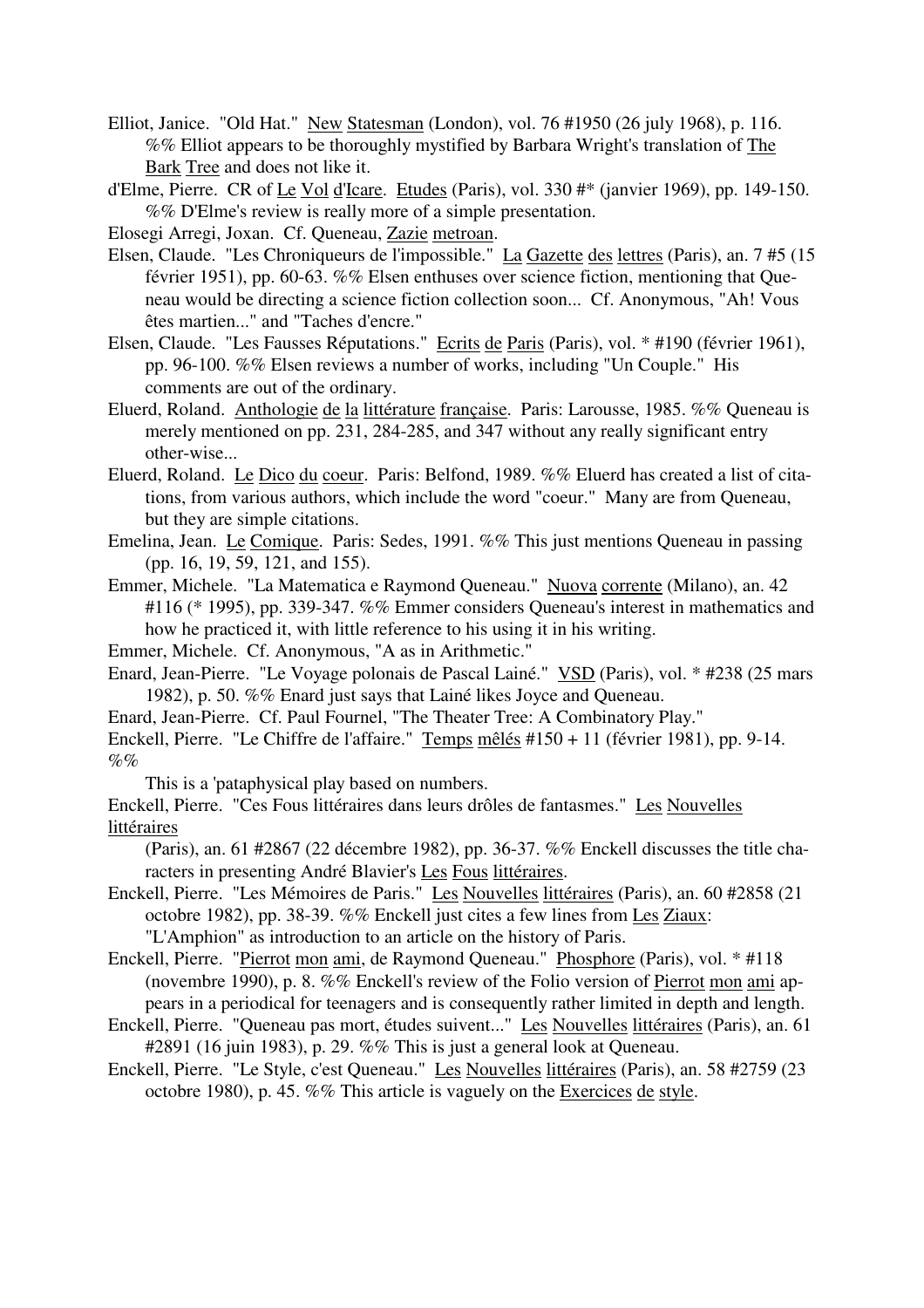Elliot, Janice. "Old Hat." New Statesman (London), vol. 76 #1950 (26 july 1968), p. 116. %% Elliot appears to be thoroughly mystified by Barbara Wright's translation of The Bark Tree and does not like it.

d'Elme, Pierre. CR of Le Vol d'Icare. Etudes (Paris), vol. 330 #* (janvier 1969), pp. 149-150. %% D'Elme's review is really more of a simple presentation.

Elosegi Arregi, Joxan. Cf. Queneau, Zazie metroan.

Elsen, Claude. "Les Chroniqueurs de l'impossible." La Gazette des lettres (Paris), an. 7 #5 (15 février 1951), pp. 60-63. %% Elsen enthuses over science fiction, mentioning that Queneau would be directing a science fiction collection soon... Cf. Anonymous, "Ah! Vous êtes martien..." and "Taches d'encre."

Elsen, Claude. "Les Fausses Réputations." Ecrits de Paris (Paris), vol. * #190 (février 1961), pp. 96-100. %% Elsen reviews a number of works, including "Un Couple." His comments are out of the ordinary.

Eluerd, Roland. Anthologie de la littérature française. Paris: Larousse, 1985. %% Queneau is merely mentioned on pp. 231, 284-285, and 347 without any really significant entry other-wise...

Eluerd, Roland. Le Dico du coeur. Paris: Belfond, 1989. %% Eluerd has created a list of citations, from various authors, which include the word "coeur." Many are from Queneau, but they are simple citations.

Emelina, Jean. Le Comique. Paris: Sedes, 1991. %% This just mentions Queneau in passing (pp. 16, 19, 59, 121, and 155).

Emmer, Michele. "La Matematica e Raymond Queneau." Nuova corrente (Milano), an. 42 #116 (* 1995), pp. 339-347. %% Emmer considers Queneau's interest in mathematics and how he practiced it, with little reference to his using it in his writing.

Emmer, Michele. Cf. Anonymous, "A as in Arithmetic."

Enard, Jean-Pierre. "Le Voyage polonais de Pascal Lainé." VSD (Paris), vol. * #238 (25 mars 1982), p. 50. %% Enard just says that Lainé likes Joyce and Queneau.

Enard, Jean-Pierre. Cf. Paul Fournel, "The Theater Tree: A Combinatory Play."

Enckell, Pierre. "Le Chiffre de l'affaire." Temps mêlés #150 + 11 (février 1981), pp. 9-14. %% This is a 'pataphysical play based on numbers.

Enckell, Pierre. "Ces Fous littéraires dans leurs drôles de fantasmes." Les Nouvelles littéraires (Paris), an. 61 #2867 (22 décembre 1982), pp. 36-37. %% Enckell discusses the title characters in presenting André Blavier's Les Fous littéraires.

Enckell, Pierre. "Les Mémoires de Paris." Les Nouvelles littéraires (Paris), an. 60 #2858 (21 octobre 1982), pp. 38-39. %% Enckell just cites a few lines from Les Ziaux: "L'Amphion" as introduction to an article on the history of Paris.

Enckell, Pierre. "Pierrot mon ami, de Raymond Queneau." Phosphore (Paris), vol. * #118 (novembre 1990), p. 8. %% Enckell's review of the Folio version of Pierrot mon ami appears in a periodical for teenagers and is consequently rather limited in depth and length.

Enckell, Pierre. "Queneau pas mort, études suivent..." Les Nouvelles littéraires (Paris), an. 61 #2891 (16 juin 1983), p. 29. %% This is just a general look at Queneau.

Enckell, Pierre. "Le Style, c'est Queneau." Les Nouvelles littéraires (Paris), an. 58 #2759 (23 octobre 1980), p. 45. %% This article is vaguely on the Exercices de style.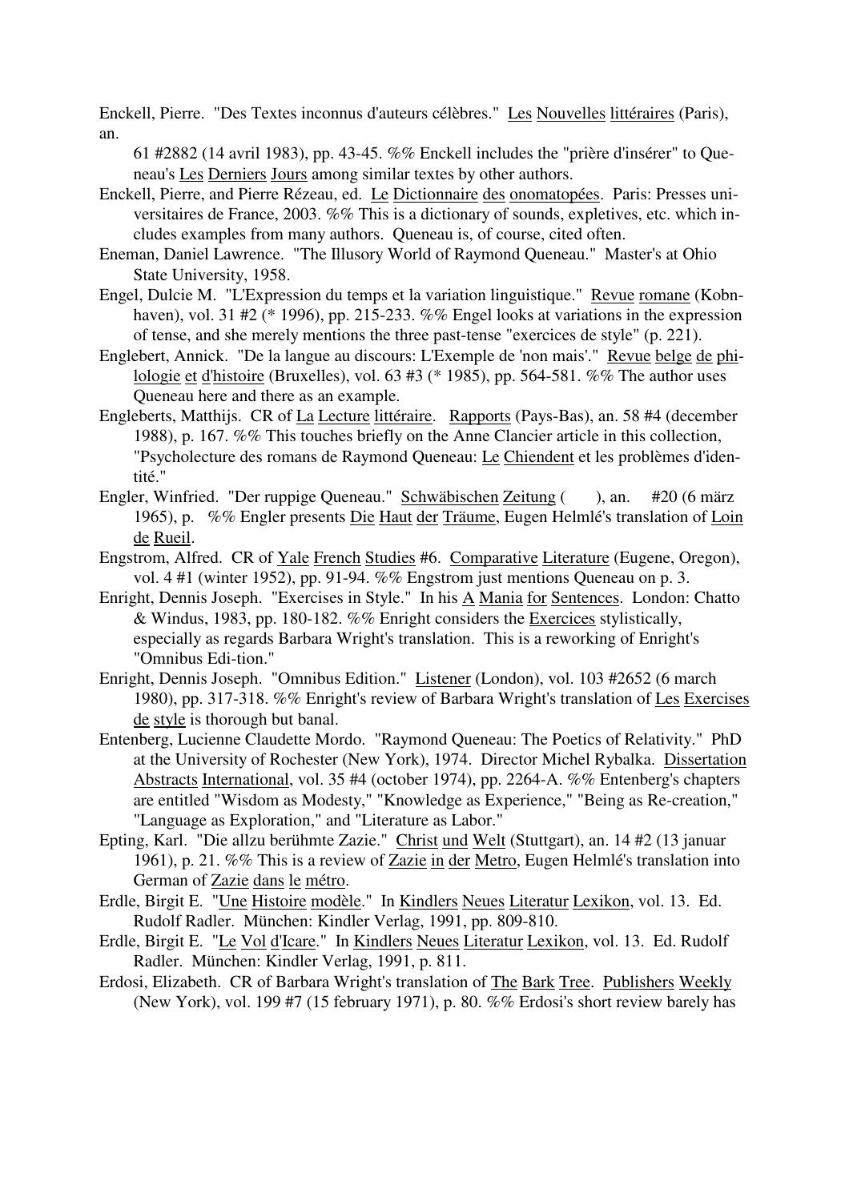Enckell, Pierre. "Des Textes inconnus d'auteurs célèbres." Les Nouvelles littéraires (Paris), an.

61 #2882 (14 avril 1983), pp. 43-45. %% Enckell includes the "prière d'insérer" to Queneau's Les Derniers Jours among similar textes by other authors.

Enckell, Pierre, and Pierre Rézeau, ed. Le Dictionnaire des onomatopées. Paris: Presses universitaires de France, 2003. %% This is a dictionary of sounds, expletives, etc. which includes examples from many authors. Queneau is, of course, cited often.

Eneman, Daniel Lawrence. "The Illusory World of Raymond Queneau." Master's at Ohio State University, 1958.

Engel, Dulcie M. "L'Expression du temps et la variation linguistique." Revue romane (Kobnhaven), vol. 31 #2 (* 1996), pp. 215-233. %% Engel looks at variations in the expression of tense, and she merely mentions the three past-tense "exercices de style" (p. 221).

Englebert, Annick. "De la langue au discours: L'Exemple de 'non mais'." Revue belge de philologie et d'histoire (Bruxelles), vol. 63 #3 (* 1985), pp. 564-581. %% The author uses Queneau here and there as an example.

Engleberts, Matthijs. CR of La Lecture littéraire. Rapports (Pays-Bas), an. 58 #4 (december 1988), p. 167. %% This touches briefly on the Anne Clancier article in this collection, "Psycholecture des romans de Raymond Queneau: Le Chiendent et les problèmes d'identité."

Engler, Winfried. "Der ruppige Queneau." Schwäbischen Zeitung ( ), an. #20 (6 märz 1965), p. %% Engler presents Die Haut der Träume, Eugen Helmlé's translation of Loin de Rueil.

Engstrom, Alfred. CR of Yale French Studies #6. Comparative Literature (Eugene, Oregon), vol. 4 #1 (winter 1952), pp. 91-94. %% Engstrom just mentions Queneau on p. 3.

Enright, Dennis Joseph. "Exercises in Style." In his A Mania for Sentences. London: Chatto & Windus, 1983, pp. 180-182. %% Enright considers the Exercices stylistically, especially as regards Barbara Wright's translation. This is a reworking of Enright's "Omnibus Edi-tion."

Enright, Dennis Joseph. "Omnibus Edition." Listener (London), vol. 103 #2652 (6 march 1980), pp. 317-318. %% Enright's review of Barbara Wright's translation of Les Exercises de style is thorough but banal.

Entenberg, Lucienne Claudette Mordo. "Raymond Queneau: The Poetics of Relativity." PhD at the University of Rochester (New York), 1974. Director Michel Rybalka. Dissertation Abstracts International, vol. 35 #4 (october 1974), pp. 2264-A. %% Entenberg's chapters are entitled "Wisdom as Modesty," "Knowledge as Experience," "Being as Re-creation," "Language as Exploration," and "Literature as Labor."

Epting, Karl. "Die allzu berühmte Zazie." Christ und Welt (Stuttgart), an. 14 #2 (13 januar 1961), p. 21. %% This is a review of Zazie in der Metro, Eugen Helmlé's translation into German of Zazie dans le métro.

Erdle, Birgit E. "Une Histoire modèle." In Kindlers Neues Literatur Lexikon, vol. 13. Ed. Rudolf Radler. München: Kindler Verlag, 1991, pp. 809-810.

Erdle, Birgit E. "Le Vol d'Icare." In Kindlers Neues Literatur Lexikon, vol. 13. Ed. Rudolf Radler. München: Kindler Verlag, 1991, p. 811.

Erdosi, Elizabeth. CR of Barbara Wright's translation of The Bark Tree. Publishers Weekly (New York), vol. 199 #7 (15 february 1971), p. 80. %% Erdosi's short review barely has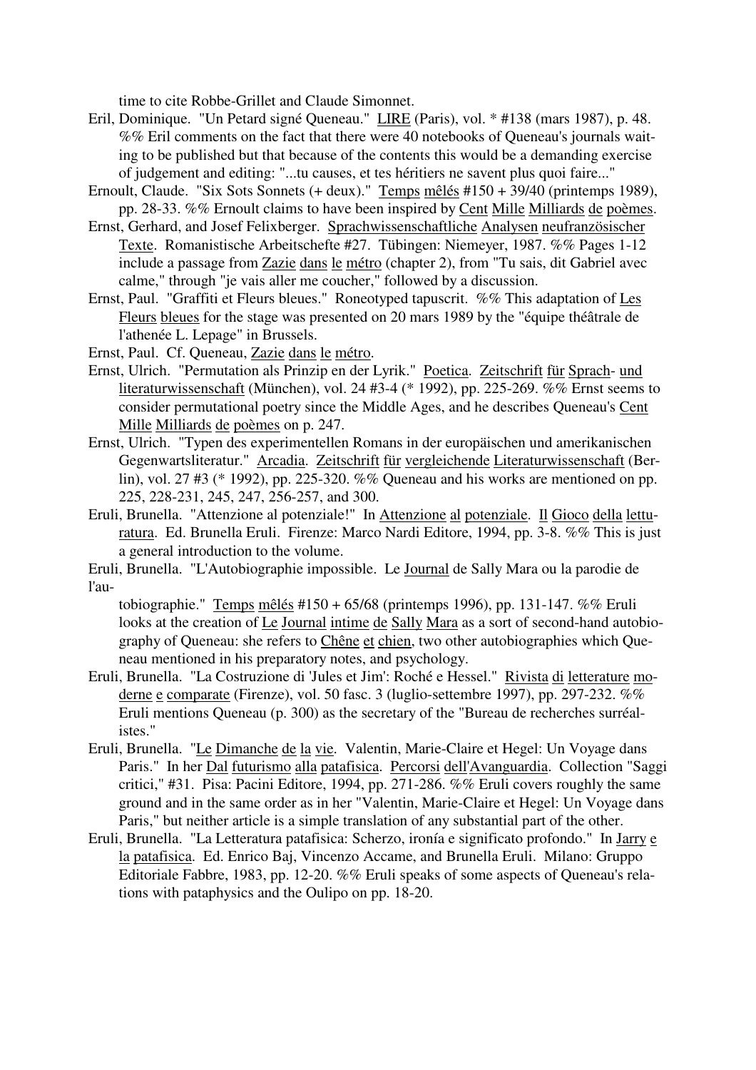time to cite Robbe-Grillet and Claude Simonnet.

Eril, Dominique. "Un Petard signé Queneau." LIRE (Paris), vol. * #138 (mars 1987), p. 48. %% Eril comments on the fact that there were 40 notebooks of Queneau's journals waiting to be published but that because of the contents this would be a demanding exercise of judgement and editing: "...tu causes, et tes héritiers ne savent plus quoi faire..."

Ernoult, Claude. "Six Sots Sonnets (+ deux)." Temps mêlés #150 + 39/40 (printemps 1989), pp. 28-33. %% Ernoult claims to have been inspired by Cent Mille Milliards de poèmes.

Ernst, Gerhard, and Josef Felixberger. Sprachwissenschaftliche Analysen neufranzösischer Texte. Romanistische Arbeitschefte #27. Tübingen: Niemeyer, 1987. %% Pages 1-12 include a passage from Zazie dans le métro (chapter 2), from "Tu sais, dit Gabriel avec calme," through "je vais aller me coucher," followed by a discussion.

Ernst, Paul. "Graffiti et Fleurs bleues." Roneotyped tapuscrit. %% This adaptation of Les Fleurs bleues for the stage was presented on 20 mars 1989 by the "équipe théâtrale de l'athenée L. Lepage" in Brussels.

Ernst, Paul. Cf. Queneau, Zazie dans le métro.

Ernst, Ulrich. "Permutation als Prinzip en der Lyrik." Poetica. Zeitschrift für Sprach- und literaturwissenschaft (München), vol. 24 #3-4 (* 1992), pp. 225-269. %% Ernst seems to consider permutational poetry since the Middle Ages, and he describes Queneau's Cent Mille Milliards de poèmes on p. 247.

Ernst, Ulrich. "Typen des experimentellen Romans in der europäischen und amerikanischen Gegenwartsliteratur." Arcadia. Zeitschrift für vergleichende Literaturwissenschaft (Berlin), vol. 27 #3 (* 1992), pp. 225-320. %% Queneau and his works are mentioned on pp. 225, 228-231, 245, 247, 256-257, and 300.

Eruli, Brunella. "Attenzione al potenziale!" In Attenzione al potenziale. Il Gioco della letturatura. Ed. Brunella Eruli. Firenze: Marco Nardi Editore, 1994, pp. 3-8. %% This is just a general introduction to the volume.

Eruli, Brunella. "L'Autobiographie impossible. Le Journal de Sally Mara ou la parodie de l'autobiographie." Temps mêlés #150 + 65/68 (printemps 1996), pp. 131-147. %% Eruli looks at the creation of Le Journal intime de Sally Mara as a sort of second-hand autobiography of Queneau: she refers to Chêne et chien, two other autobiographies which Queneau mentioned in his preparatory notes, and psychology.

Eruli, Brunella. "La Costruzione di 'Jules et Jim': Roché e Hessel." Rivista di letterature moderne e comparate (Firenze), vol. 50 fasc. 3 (luglio-settembre 1997), pp. 297-232. %% Eruli mentions Queneau (p. 300) as the secretary of the "Bureau de recherches surréalistes."

Eruli, Brunella. "Le Dimanche de la vie. Valentin, Marie-Claire et Hegel: Un Voyage dans Paris." In her Dal futurismo alla patafisica. Percorsi dell'Avanguardia. Collection "Saggi critici," #31. Pisa: Pacini Editore, 1994, pp. 271-286. %% Eruli covers roughly the same ground and in the same order as in her "Valentin, Marie-Claire et Hegel: Un Voyage dans Paris," but neither article is a simple translation of any substantial part of the other.

Eruli, Brunella. "La Letteratura patafisica: Scherzo, ironía e significato profondo." In Jarry e la patafisica. Ed. Enrico Baj, Vincenzo Accame, and Brunella Eruli. Milano: Gruppo Editoriale Fabbre, 1983, pp. 12-20. %% Eruli speaks of some aspects of Queneau's relations with pataphysics and the Oulipo on pp. 18-20.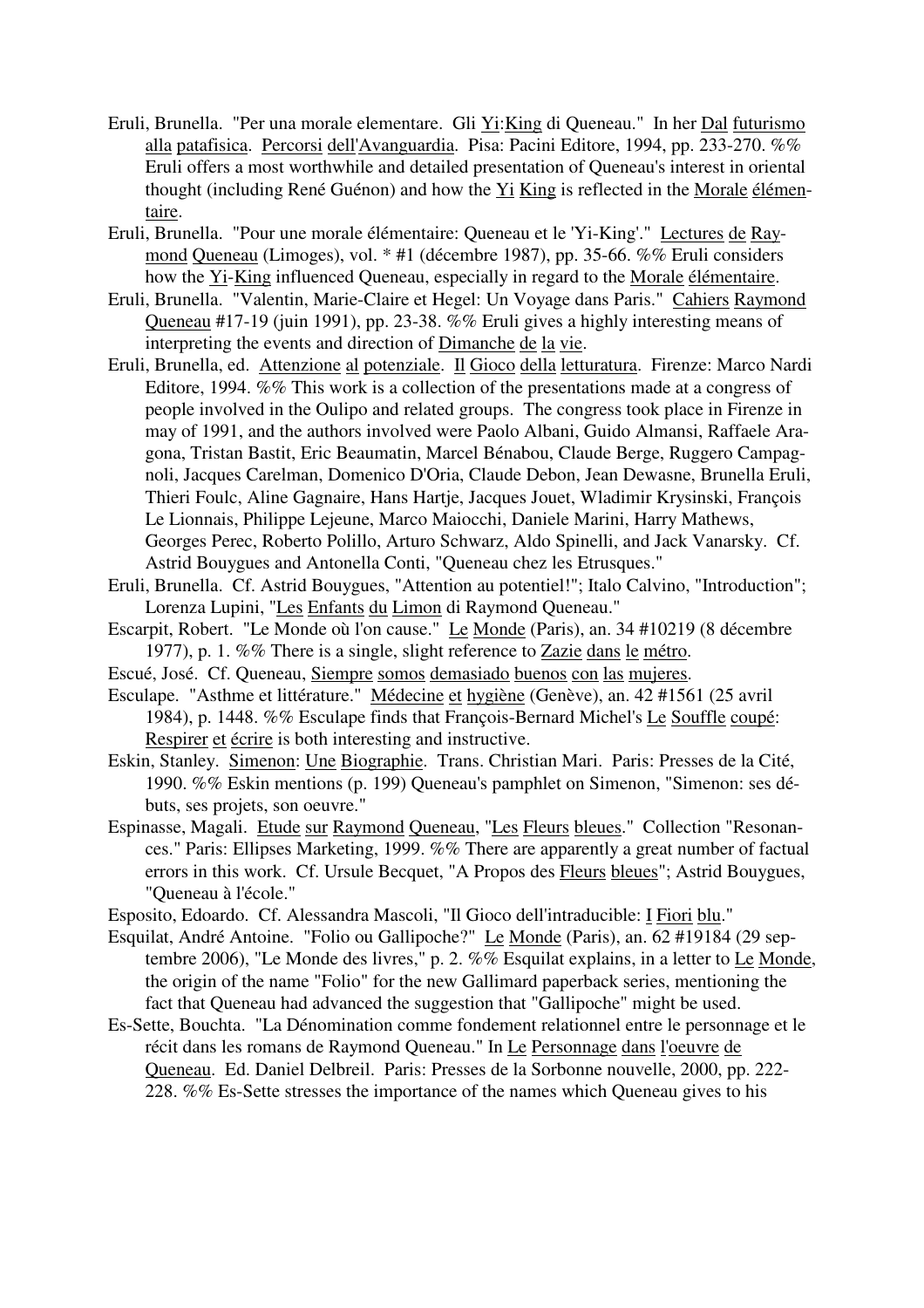Eruli, Brunella. "Per una morale elementare. Gli Yi:King di Queneau." In her Dal futurismo alla patafisica. Percorsi dell'Avanguardia. Pisa: Pacini Editore, 1994, pp. 233-270. %% Eruli offers a most worthwhile and detailed presentation of Queneau's interest in oriental thought (including René Guénon) and how the Yi King is reflected in the Morale élémentaire.

Eruli, Brunella. "Pour une morale élémentaire: Queneau et le 'Yi-King'." Lectures de Raymond Queneau (Limoges), vol. * #1 (décembre 1987), pp. 35-66. %% Eruli considers how the Yi-King influenced Queneau, especially in regard to the Morale élémentaire.

Eruli, Brunella. "Valentin, Marie-Claire et Hegel: Un Voyage dans Paris." Cahiers Raymond Queneau #17-19 (juin 1991), pp. 23-38. %% Eruli gives a highly interesting means of interpreting the events and direction of Dimanche de la vie.

Eruli, Brunella, ed. Attenzione al potenziale. Il Gioco della letturatura. Firenze: Marco Nardi Editore, 1994. %% This work is a collection of the presentations made at a congress of people involved in the Oulipo and related groups. The congress took place in Firenze in may of 1991, and the authors involved were Paolo Albani, Guido Almansi, Raffaele Aragona, Tristan Bastit, Eric Beaumatin, Marcel Bénabou, Claude Berge, Ruggero Campagnoli, Jacques Carelman, Domenico D'Oria, Claude Debon, Jean Dewasne, Brunella Eruli, Thieri Foulc, Aline Gagnaire, Hans Hartje, Jacques Jouet, Wladimir Krysinski, François Le Lionnais, Philippe Lejeune, Marco Maiocchi, Daniele Marini, Harry Mathews, Georges Perec, Roberto Polillo, Arturo Schwarz, Aldo Spinelli, and Jack Vanarsky. Cf. Astrid Bouygues and Antonella Conti, "Queneau chez les Etrusques."

Eruli, Brunella. Cf. Astrid Bouygues, "Attention au potentiel!"; Italo Calvino, "Introduction"; Lorenza Lupini, "Les Enfants du Limon di Raymond Queneau."

Escarpit, Robert. "Le Monde où l'on cause." Le Monde (Paris), an. 34 #10219 (8 décembre 1977), p. 1. %% There is a single, slight reference to Zazie dans le métro.

Escué, José. Cf. Queneau, Siempre somos demasiado buenos con las mujeres.

Esculape. "Asthme et littérature." Médecine et hygiène (Genève), an. 42 #1561 (25 avril 1984), p. 1448. %% Esculape finds that François-Bernard Michel's Le Souffle coupé: Respirer et écrire is both interesting and instructive.

Eskin, Stanley. Simenon: Une Biographie. Trans. Christian Mari. Paris: Presses de la Cité, 1990. %% Eskin mentions (p. 199) Queneau's pamphlet on Simenon, "Simenon: ses débuts, ses projets, son oeuvre."

Espinasse, Magali. Etude sur Raymond Queneau, "Les Fleurs bleues." Collection "Resonances." Paris: Ellipses Marketing, 1999. %% There are apparently a great number of factual errors in this work. Cf. Ursule Becquet, "A Propos des Fleurs bleues"; Astrid Bouygues, "Queneau à l'école."

Esposito, Edoardo. Cf. Alessandra Mascoli, "Il Gioco dell'intraducibile: I Fiori blu."

Esquilat, André Antoine. "Folio ou Gallipoche?" Le Monde (Paris), an. 62 #19184 (29 septembre 2006), "Le Monde des livres," p. 2. %% Esquilat explains, in a letter to Le Monde, the origin of the name "Folio" for the new Gallimard paperback series, mentioning the fact that Queneau had advanced the suggestion that "Gallipoche" might be used.

Es-Sette, Bouchta. "La Dénomination comme fondement relationnel entre le personnage et le récit dans les romans de Raymond Queneau." In Le Personnage dans l'oeuvre de Queneau. Ed. Daniel Delbreil. Paris: Presses de la Sorbonne nouvelle, 2000, pp. 222-228. %% Es-Sette stresses the importance of the names which Queneau gives to his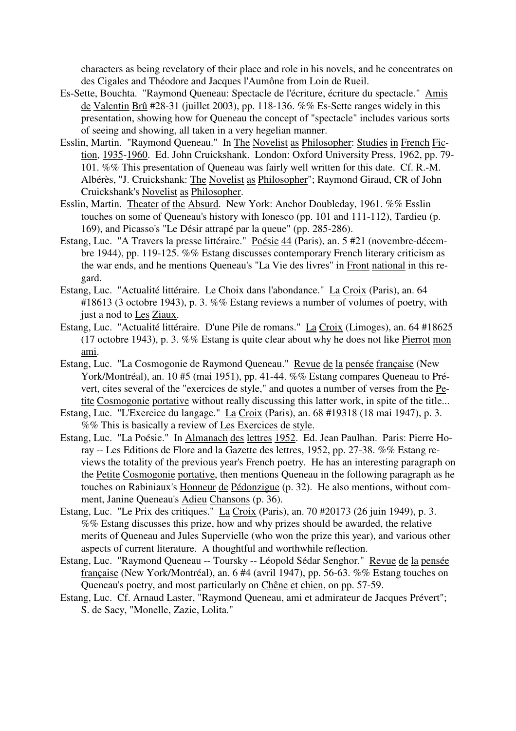characters as being revelatory of their place and role in his novels, and he concentrates on des Cigales and Théodore and Jacques l'Aumône from Loin de Rueil.

Es-Sette, Bouchta. "Raymond Queneau: Spectacle de l'écriture, écriture du spectacle." Amis de Valentin Brû #28-31 (juillet 2003), pp. 118-136. %% Es-Sette ranges widely in this presentation, showing how for Queneau the concept of "spectacle" includes various sorts of seeing and showing, all taken in a very hegelian manner.

Esslin, Martin. "Raymond Queneau." In The Novelist as Philosopher: Studies in French Fiction, 1935-1960. Ed. John Cruickshank. London: Oxford University Press, 1962, pp. 79-101. %% This presentation of Queneau was fairly well written for this date. Cf. R.-M. Albérès, "J. Cruickshank: The Novelist as Philosopher"; Raymond Giraud, CR of John Cruickshank's Novelist as Philosopher.

Esslin, Martin. Theater of the Absurd. New York: Anchor Doubleday, 1961. %% Esslin touches on some of Queneau's history with Ionesco (pp. 101 and 111-112), Tardieu (p. 169), and Picasso's "Le Désir attrapé par la queue" (pp. 285-286).

Estang, Luc. "A Travers la presse littéraire." Poésie 44 (Paris), an. 5 #21 (novembre-décembre 1944), pp. 119-125. %% Estang discusses contemporary French literary criticism as the war ends, and he mentions Queneau's "La Vie des livres" in Front national in this regard.

Estang, Luc. "Actualité littéraire. Le Choix dans l'abondance." La Croix (Paris), an. 64 #18613 (3 octobre 1943), p. 3. %% Estang reviews a number of volumes of poetry, with just a nod to Les Ziaux.

Estang, Luc. "Actualité littéraire. D'une Pile de romans." La Croix (Limoges), an. 64 #18625 (17 octobre 1943), p. 3. %% Estang is quite clear about why he does not like Pierrot mon ami.

Estang, Luc. "La Cosmogonie de Raymond Queneau." Revue de la pensée française (New York/Montréal), an. 10 #5 (mai 1951), pp. 41-44. %% Estang compares Queneau to Prévert, cites several of the "exercices de style," and quotes a number of verses from the Petite Cosmogonie portative without really discussing this latter work, in spite of the title...

Estang, Luc. "L'Exercice du langage." La Croix (Paris), an. 68 #19318 (18 mai 1947), p. 3. %% This is basically a review of Les Exercices de style.

Estang, Luc. "La Poésie." In Almanach des lettres 1952. Ed. Jean Paulhan. Paris: Pierre Horay -- Les Editions de Flore and la Gazette des lettres, 1952, pp. 27-38. %% Estang reviews the totality of the previous year's French poetry. He has an interesting paragraph on the Petite Cosmogonie portative, then mentions Queneau in the following paragraph as he touches on Rabiniaux's Honneur de Pédonzigue (p. 32). He also mentions, without comment, Janine Queneau's Adieu Chansons (p. 36).

Estang, Luc. "Le Prix des critiques." La Croix (Paris), an. 70 #20173 (26 juin 1949), p. 3. %% Estang discusses this prize, how and why prizes should be awarded, the relative merits of Queneau and Jules Supervielle (who won the prize this year), and various other aspects of current literature. A thoughtful and worthwhile reflection.

Estang, Luc. "Raymond Queneau -- Toursky -- Léopold Sédar Senghor." Revue de la pensée française (New York/Montréal), an. 6 #4 (avril 1947), pp. 56-63. %% Estang touches on Queneau's poetry, and most particularly on Chêne et chien, on pp. 57-59.

Estang, Luc. Cf. Arnaud Laster, "Raymond Queneau, ami et admirateur de Jacques Prévert"; S. de Sacy, "Monelle, Zazie, Lolita."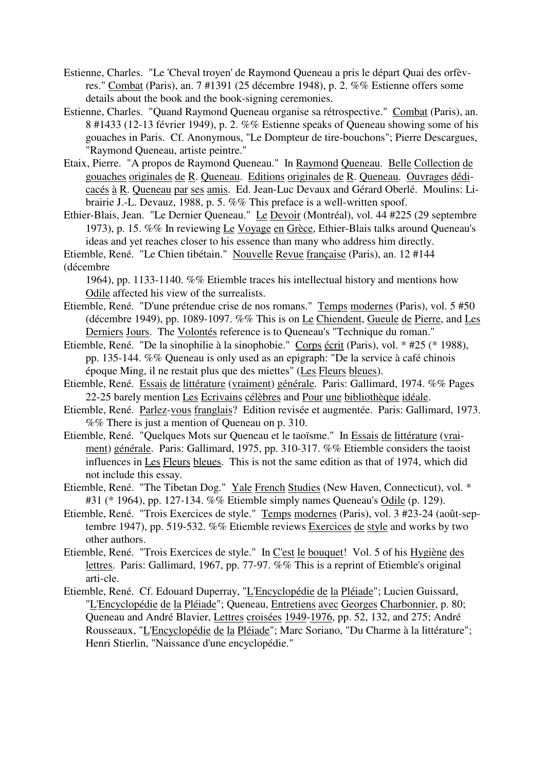Estienne, Charles. "Le 'Cheval troyen' de Raymond Queneau a pris le départ Quai des orfèvres." Combat (Paris), an. 7 #1391 (25 décembre 1948), p. 2. %% Estienne offers some details about the book and the book-signing ceremonies.

Estienne, Charles. "Quand Raymond Queneau organise sa rétrospective." Combat (Paris), an. 8 #1433 (12-13 février 1949), p. 2. %% Estienne speaks of Queneau showing some of his gouaches in Paris. Cf. Anonymous, "Le Dompteur de tire-bouchons"; Pierre Descargues, "Raymond Queneau, artiste peintre."

Etaix, Pierre. "A propos de Raymond Queneau." In Raymond Queneau. Belle Collection de gouaches originales de R. Queneau. Editions originales de R. Queneau. Ouvrages dédicacés à R. Queneau par ses amis. Ed. Jean-Luc Devaux and Gérard Oberlé. Moulins: Librairie J.-L. Devauz, 1988, p. 5. %% This preface is a well-written spoof.

Ethier-Blais, Jean. "Le Dernier Queneau." Le Devoir (Montréal), vol. 44 #225 (29 septembre 1973), p. 15. %% In reviewing Le Voyage en Grèce, Ethier-Blais talks around Queneau's ideas and yet reaches closer to his essence than many who address him directly.

Etiemble, René. "Le Chien tibétain." Nouvelle Revue française (Paris), an. 12 #144 (décembre 1964), pp. 1133-1140. %% Etiemble traces his intellectual history and mentions how Odile affected his view of the surrealists.

Etiemble, René. "D'une prétendue crise de nos romans." Temps modernes (Paris), vol. 5 #50 (décembre 1949), pp. 1089-1097. %% This is on Le Chiendent, Gueule de Pierre, and Les Derniers Jours. The Volontés reference is to Queneau's "Technique du roman."

Etiemble, René. "De la sinophilie à la sinophobie." Corps écrit (Paris), vol. * #25 (* 1988), pp. 135-144. %% Queneau is only used as an epigraph: "De la service à café chinois époque Ming, il ne restait plus que des miettes" (Les Fleurs bleues).

Etiemble, René. Essais de littérature (vraiment) générale. Paris: Gallimard, 1974. %% Pages 22-25 barely mention Les Ecrivains célèbres and Pour une bibliothèque idéale.

Etiemble, René. Parlez-vous franglais? Edition revisée et augmentée. Paris: Gallimard, 1973. %% There is just a mention of Queneau on p. 310.

Etiemble, René. "Quelques Mots sur Queneau et le taoïsme." In Essais de littérature (vraiment) générale. Paris: Gallimard, 1975, pp. 310-317. %% Etiemble considers the taoist influences in Les Fleurs bleues. This is not the same edition as that of 1974, which did not include this essay.

Etiemble, René. "The Tibetan Dog." Yale French Studies (New Haven, Connecticut), vol. * #31 (* 1964), pp. 127-134. %% Etiemble simply names Queneau's Odile (p. 129).

Etiemble, René. "Trois Exercices de style." Temps modernes (Paris), vol. 3 #23-24 (août-septembre 1947), pp. 519-532. %% Etiemble reviews Exercices de style and works by two other authors.

Etiemble, René. "Trois Exercices de style." In C'est le bouquet! Vol. 5 of his Hygiène des lettres. Paris: Gallimard, 1967, pp. 77-97. %% This is a reprint of Etiemble's original arti-cle.

Etiemble, René. Cf. Edouard Duperray, "L'Encyclopédie de la Pléiade"; Lucien Guissard, "L'Encyclopédie de la Pléiade"; Queneau, Entretiens avec Georges Charbonnier, p. 80; Queneau and André Blavier, Lettres croisées 1949-1976, pp. 52, 132, and 275; André Rousseaux, "L'Encyclopédie de la Pléiade"; Marc Soriano, "Du Charme à la littérature"; Henri Stierlin, "Naissance d'une encyclopédie."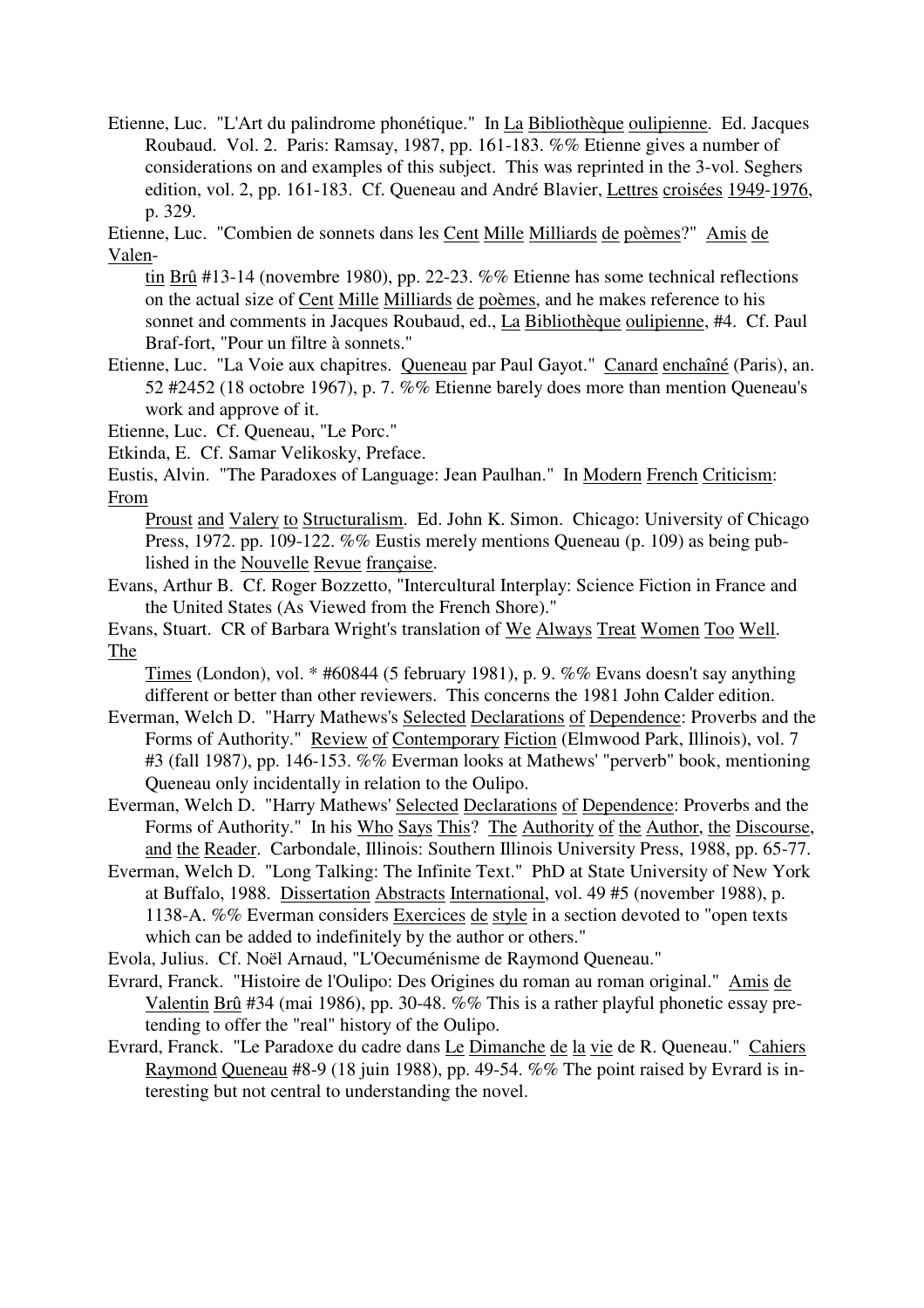Etienne, Luc. "L'Art du palindrome phonétique." In La Bibliothèque oulipienne. Ed. Jacques Roubaud. Vol. 2. Paris: Ramsay, 1987, pp. 161-183. %% Etienne gives a number of considerations on and examples of this subject. This was reprinted in the 3-vol. Seghers edition, vol. 2, pp. 161-183. Cf. Queneau and André Blavier, Lettres croisées 1949-1976, p. 329.

Etienne, Luc. "Combien de sonnets dans les Cent Mille Milliards de poèmes?" Amis de Valentin Brû #13-14 (novembre 1980), pp. 22-23. %% Etienne has some technical reflections on the actual size of Cent Mille Milliards de poèmes, and he makes reference to his sonnet and comments in Jacques Roubaud, ed., La Bibliothèque oulipienne, #4. Cf. Paul Braf-fort, "Pour un filtre à sonnets."

Etienne, Luc. "La Voie aux chapitres. Queneau par Paul Gayot." Canard enchaîné (Paris), an. 52 #2452 (18 octobre 1967), p. 7. %% Etienne barely does more than mention Queneau's work and approve of it.

Etienne, Luc. Cf. Queneau, "Le Porc."

Etkinda, E. Cf. Samar Velikosky, Preface.

Eustis, Alvin. "The Paradoxes of Language: Jean Paulhan." In Modern French Criticism: From Proust and Valery to Structuralism. Ed. John K. Simon. Chicago: University of Chicago Press, 1972. pp. 109-122. %% Eustis merely mentions Queneau (p. 109) as being published in the Nouvelle Revue française.

Evans, Arthur B. Cf. Roger Bozzetto, "Intercultural Interplay: Science Fiction in France and the United States (As Viewed from the French Shore)."

Evans, Stuart. CR of Barbara Wright's translation of We Always Treat Women Too Well. The Times (London), vol. * #60844 (5 february 1981), p. 9. %% Evans doesn't say anything different or better than other reviewers. This concerns the 1981 John Calder edition.

Everman, Welch D. "Harry Mathews's Selected Declarations of Dependence: Proverbs and the Forms of Authority." Review of Contemporary Fiction (Elmwood Park, Illinois), vol. 7 #3 (fall 1987), pp. 146-153. %% Everman looks at Mathews' "perverb" book, mentioning Queneau only incidentally in relation to the Oulipo.

Everman, Welch D. "Harry Mathews' Selected Declarations of Dependence: Proverbs and the Forms of Authority." In his Who Says This? The Authority of the Author, the Discourse, and the Reader. Carbondale, Illinois: Southern Illinois University Press, 1988, pp. 65-77.

Everman, Welch D. "Long Talking: The Infinite Text." PhD at State University of New York at Buffalo, 1988. Dissertation Abstracts International, vol. 49 #5 (november 1988), p. 1138-A. %% Everman considers Exercices de style in a section devoted to "open texts which can be added to indefinitely by the author or others."

Evola, Julius. Cf. Noël Arnaud, "L'Oecuménisme de Raymond Queneau."

Evrard, Franck. "Histoire de l'Oulipo: Des Origines du roman au roman original." Amis de Valentin Brû #34 (mai 1986), pp. 30-48. %% This is a rather playful phonetic essay pretending to offer the "real" history of the Oulipo.

Evrard, Franck. "Le Paradoxe du cadre dans Le Dimanche de la vie de R. Queneau." Cahiers Raymond Queneau #8-9 (18 juin 1988), pp. 49-54. %% The point raised by Evrard is interesting but not central to understanding the novel.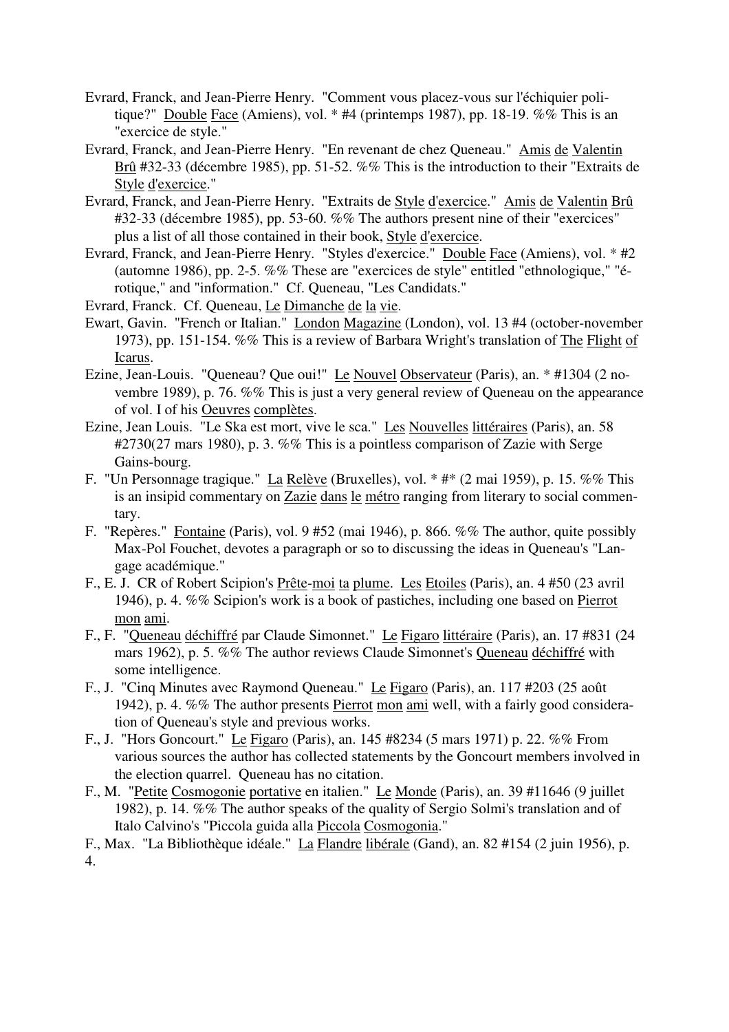Evrard, Franck, and Jean-Pierre Henry. "Comment vous placez-vous sur l'échiquier politique?" Double Face (Amiens), vol. * #4 (printemps 1987), pp. 18-19. %% This is an "exercice de style."

Evrard, Franck, and Jean-Pierre Henry. "En revenant de chez Queneau." Amis de Valentin Brû #32-33 (décembre 1985), pp. 51-52. %% This is the introduction to their "Extraits de Style d'exercice."

Evrard, Franck, and Jean-Pierre Henry. "Extraits de Style d'exercice." Amis de Valentin Brû #32-33 (décembre 1985), pp. 53-60. %% The authors present nine of their "exercices" plus a list of all those contained in their book, Style d'exercice.

Evrard, Franck, and Jean-Pierre Henry. "Styles d'exercice." Double Face (Amiens), vol. * #2 (automne 1986), pp. 2-5. %% These are "exercices de style" entitled "ethnologique," "érotique," and "information." Cf. Queneau, "Les Candidats."

Evrard, Franck. Cf. Queneau, Le Dimanche de la vie.

Ewart, Gavin. "French or Italian." London Magazine (London), vol. 13 #4 (october-november 1973), pp. 151-154. %% This is a review of Barbara Wright's translation of The Flight of Icarus.

Ezine, Jean-Louis. "Queneau? Que oui!" Le Nouvel Observateur (Paris), an. * #1304 (2 novembre 1989), p. 76. %% This is just a very general review of Queneau on the appearance of vol. I of his Oeuvres complètes.

Ezine, Jean Louis. "Le Ska est mort, vive le sca." Les Nouvelles littéraires (Paris), an. 58 #2730(27 mars 1980), p. 3. %% This is a pointless comparison of Zazie with Serge Gains-bourg.

F. "Un Personnage tragique." La Relève (Bruxelles), vol. * #* (2 mai 1959), p. 15. %% This is an insipid commentary on Zazie dans le métro ranging from literary to social commentary.

F. "Repères." Fontaine (Paris), vol. 9 #52 (mai 1946), p. 866. %% The author, quite possibly Max-Pol Fouchet, devotes a paragraph or so to discussing the ideas in Queneau's "Langage académique."

F., E. J. CR of Robert Scipion's Prête-moi ta plume. Les Etoiles (Paris), an. 4 #50 (23 avril 1946), p. 4. %% Scipion's work is a book of pastiches, including one based on Pierrot mon ami.

F., F. "Queneau déchiffré par Claude Simonnet." Le Figaro littéraire (Paris), an. 17 #831 (24 mars 1962), p. 5. %% The author reviews Claude Simonnet's Queneau déchiffré with some intelligence.

F., J. "Cinq Minutes avec Raymond Queneau." Le Figaro (Paris), an. 117 #203 (25 août 1942), p. 4. %% The author presents Pierrot mon ami well, with a fairly good consideration of Queneau's style and previous works.

F., J. "Hors Goncourt." Le Figaro (Paris), an. 145 #8234 (5 mars 1971) p. 22. %% From various sources the author has collected statements by the Goncourt members involved in the election quarrel. Queneau has no citation.

F., M. "Petite Cosmogonie portative en italien." Le Monde (Paris), an. 39 #11646 (9 juillet 1982), p. 14. %% The author speaks of the quality of Sergio Solmi's translation and of Italo Calvino's "Piccola guida alla Piccola Cosmogonia."

F., Max. "La Bibliothèque idéale." La Flandre libérale (Gand), an. 82 #154 (2 juin 1956), p. 4.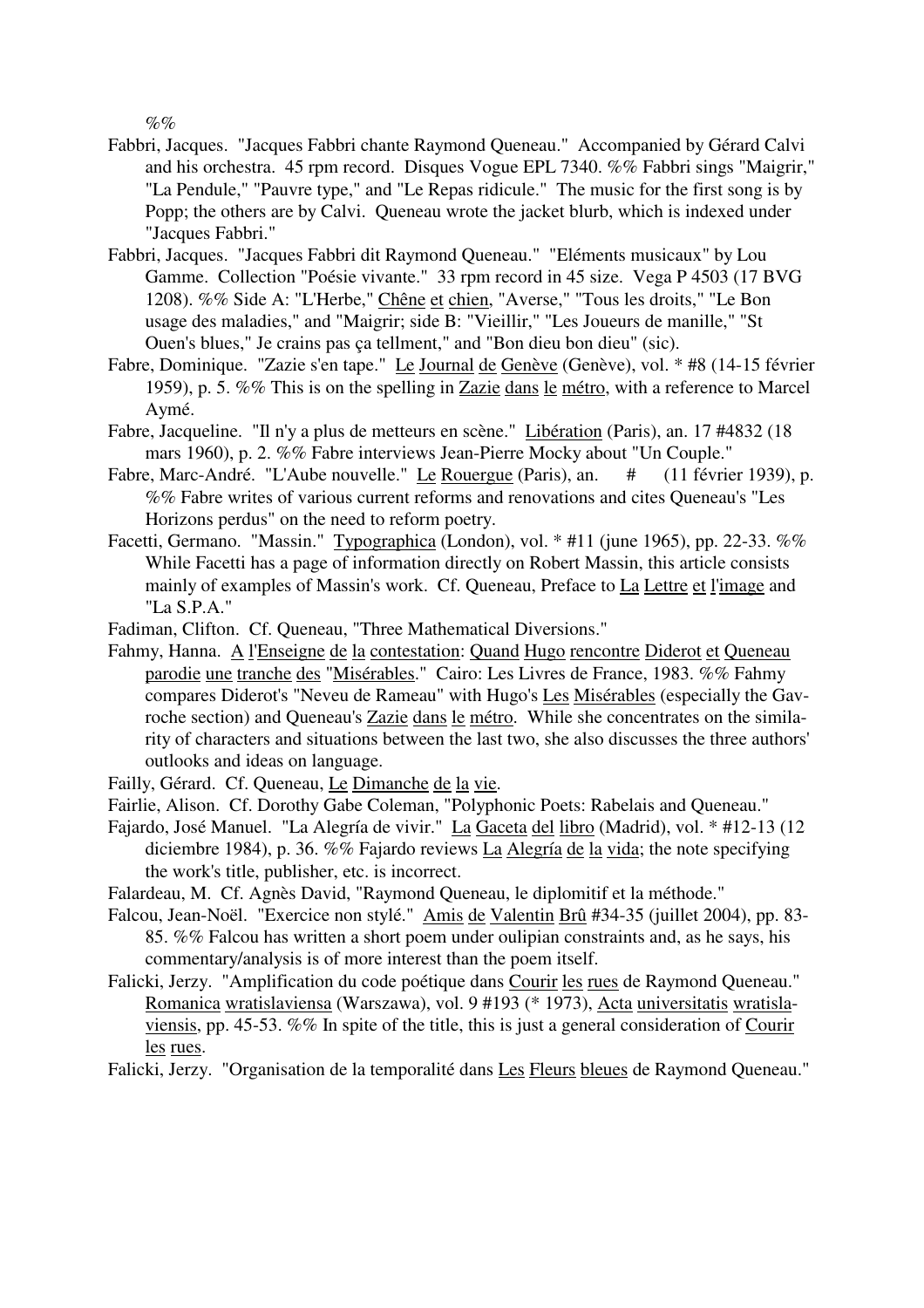%%

Fabbri, Jacques. "Jacques Fabbri chante Raymond Queneau." Accompanied by Gérard Calvi and his orchestra. 45 rpm record. Disques Vogue EPL 7340. %% Fabbri sings "Maigrir," "La Pendule," "Pauvre type," and "Le Repas ridicule." The music for the first song is by Popp; the others are by Calvi. Queneau wrote the jacket blurb, which is indexed under "Jacques Fabbri."

Fabbri, Jacques. "Jacques Fabbri dit Raymond Queneau." "Eléments musicaux" by Lou Gamme. Collection "Poésie vivante." 33 rpm record in 45 size. Vega P 4503 (17 BVG 1208). %% Side A: "L'Herbe," Chêne et chien, "Averse," "Tous les droits," "Le Bon usage des maladies," and "Maigrir; side B: "Vieillir," "Les Joueurs de manille," "St Ouen's blues," Je crains pas ça tellment," and "Bon dieu bon dieu" (sic).

Fabre, Dominique. "Zazie s'en tape." Le Journal de Genève (Genève), vol. * #8 (14-15 février 1959), p. 5. %% This is on the spelling in Zazie dans le métro, with a reference to Marcel Aymé.

Fabre, Jacqueline. "Il n'y a plus de metteurs en scène." Libération (Paris), an. 17 #4832 (18 mars 1960), p. 2. %% Fabre interviews Jean-Pierre Mocky about "Un Couple."

Fabre, Marc-André. "L'Aube nouvelle." Le Rouergue (Paris), an. # (11 février 1939), p. %% Fabre writes of various current reforms and renovations and cites Queneau's "Les Horizons perdus" on the need to reform poetry.

Facetti, Germano. "Massin." Typographica (London), vol. * #11 (june 1965), pp. 22-33. %% While Facetti has a page of information directly on Robert Massin, this article consists mainly of examples of Massin's work. Cf. Queneau, Preface to La Lettre et l'image and "La S.P.A."

Fadiman, Clifton. Cf. Queneau, "Three Mathematical Diversions."

Fahmy, Hanna. A l'Enseigne de la contestation: Quand Hugo rencontre Diderot et Queneau parodie une tranche des "Misérables." Cairo: Les Livres de France, 1983. %% Fahmy compares Diderot's "Neveu de Rameau" with Hugo's Les Misérables (especially the Gavroche section) and Queneau's Zazie dans le métro. While she concentrates on the similarity of characters and situations between the last two, she also discusses the three authors' outlooks and ideas on language.

Failly, Gérard. Cf. Queneau, Le Dimanche de la vie.

Fairlie, Alison. Cf. Dorothy Gabe Coleman, "Polyphonic Poets: Rabelais and Queneau."

Fajardo, José Manuel. "La Alegría de vivir." La Gaceta del libro (Madrid), vol. * #12-13 (12 diciembre 1984), p. 36. %% Fajardo reviews La Alegría de la vida; the note specifying the work's title, publisher, etc. is incorrect.

Falardeau, M. Cf. Agnès David, "Raymond Queneau, le diplomitif et la méthode."

Falcou, Jean-Noël. "Exercice non stylé." Amis de Valentin Brû #34-35 (juillet 2004), pp. 83-85. %% Falcou has written a short poem under oulipian constraints and, as he says, his commentary/analysis is of more interest than the poem itself.

Falicki, Jerzy. "Amplification du code poétique dans Courir les rues de Raymond Queneau." Romanica wratislaviensa (Warszawa), vol. 9 #193 (* 1973), Acta universitatis wratislaviensis, pp. 45-53. %% In spite of the title, this is just a general consideration of Courir les rues.

Falicki, Jerzy. "Organisation de la temporalité dans Les Fleurs bleues de Raymond Queneau."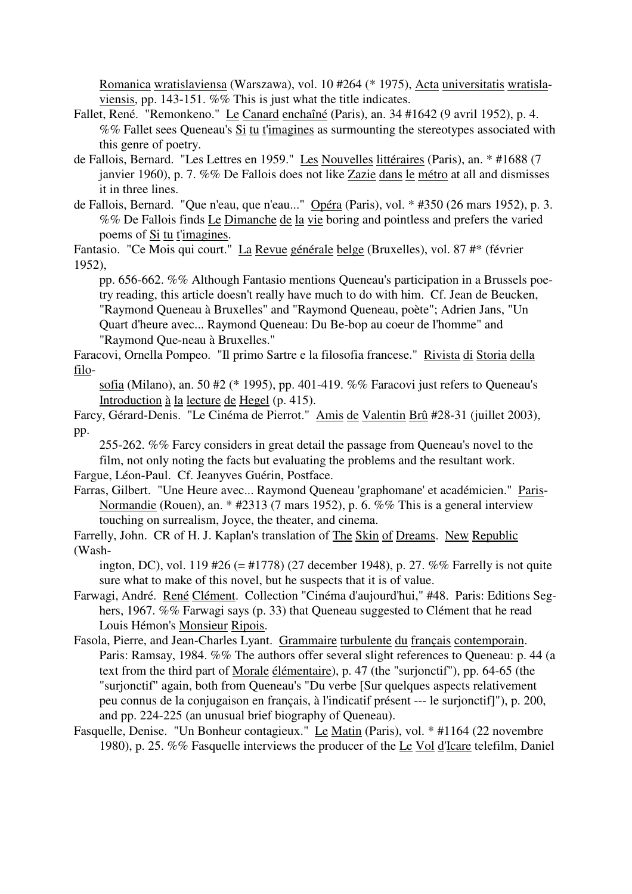Romanica wratislaviensa (Warszawa), vol. 10 #264 (* 1975), Acta universitatis wratislaviensis, pp. 143-151. %% This is just what the title indicates.

Fallet, René. "Remonkeno." Le Canard enchaîné (Paris), an. 34 #1642 (9 avril 1952), p. 4. %% Fallet sees Queneau's Si tu t'imagines as surmounting the stereotypes associated with this genre of poetry.

de Fallois, Bernard. "Les Lettres en 1959." Les Nouvelles littéraires (Paris), an. * #1688 (7 janvier 1960), p. 7. %% De Fallois does not like Zazie dans le métro at all and dismisses it in three lines.

de Fallois, Bernard. "Que n'eau, que n'eau..." Opéra (Paris), vol. * #350 (26 mars 1952), p. 3. %% De Fallois finds Le Dimanche de la vie boring and pointless and prefers the varied poems of Si tu t'imagines.

Fantasio. "Ce Mois qui court." La Revue générale belge (Bruxelles), vol. 87 #* (février 1952), pp. 656-662. %% Although Fantasio mentions Queneau's participation in a Brussels poetry reading, this article doesn't really have much to do with him. Cf. Jean de Beucken, "Raymond Queneau à Bruxelles" and "Raymond Queneau, poète"; Adrien Jans, "Un Quart d'heure avec... Raymond Queneau: Du Be-bop au coeur de l'homme" and "Raymond Que-neau à Bruxelles."

Faracovi, Ornella Pompeo. "Il primo Sartre e la filosofia francese." Rivista di Storia della filosofia (Milano), an. 50 #2 (* 1995), pp. 401-419. %% Faracovi just refers to Queneau's Introduction à la lecture de Hegel (p. 415).

Farcy, Gérard-Denis. "Le Cinéma de Pierrot." Amis de Valentin Brû #28-31 (juillet 2003), pp. 255-262. %% Farcy considers in great detail the passage from Queneau's novel to the film, not only noting the facts but evaluating the problems and the resultant work.

Fargue, Léon-Paul. Cf. Jeanyves Guérin, Postface.

Farras, Gilbert. "Une Heure avec... Raymond Queneau 'graphomane' et académicien." Paris-Normandie (Rouen), an. * #2313 (7 mars 1952), p. 6. %% This is a general interview touching on surrealism, Joyce, the theater, and cinema.

Farrelly, John. CR of H. J. Kaplan's translation of The Skin of Dreams. New Republic (Washington, DC), vol. 119 #26 (= #1778) (27 december 1948), p. 27. %% Farrelly is not quite sure what to make of this novel, but he suspects that it is of value.

Farwagi, André. René Clément. Collection "Cinéma d'aujourd'hui," #48. Paris: Editions Seghers, 1967. %% Farwagi says (p. 33) that Queneau suggested to Clément that he read Louis Hémon's Monsieur Ripois.

Fasola, Pierre, and Jean-Charles Lyant. Grammaire turbulente du français contemporain. Paris: Ramsay, 1984. %% The authors offer several slight references to Queneau: p. 44 (a text from the third part of Morale élémentaire), p. 47 (the "surjonctif"), pp. 64-65 (the "surjonctif" again, both from Queneau's "Du verbe [Sur quelques aspects relativement peu connus de la conjugaison en français, à l'indicatif présent --- le surjonctif]"), p. 200, and pp. 224-225 (an unusual brief biography of Queneau).

Fasquelle, Denise. "Un Bonheur contagieux." Le Matin (Paris), vol. * #1164 (22 novembre 1980), p. 25. %% Fasquelle interviews the producer of the Le Vol d'Icare telefilm, Daniel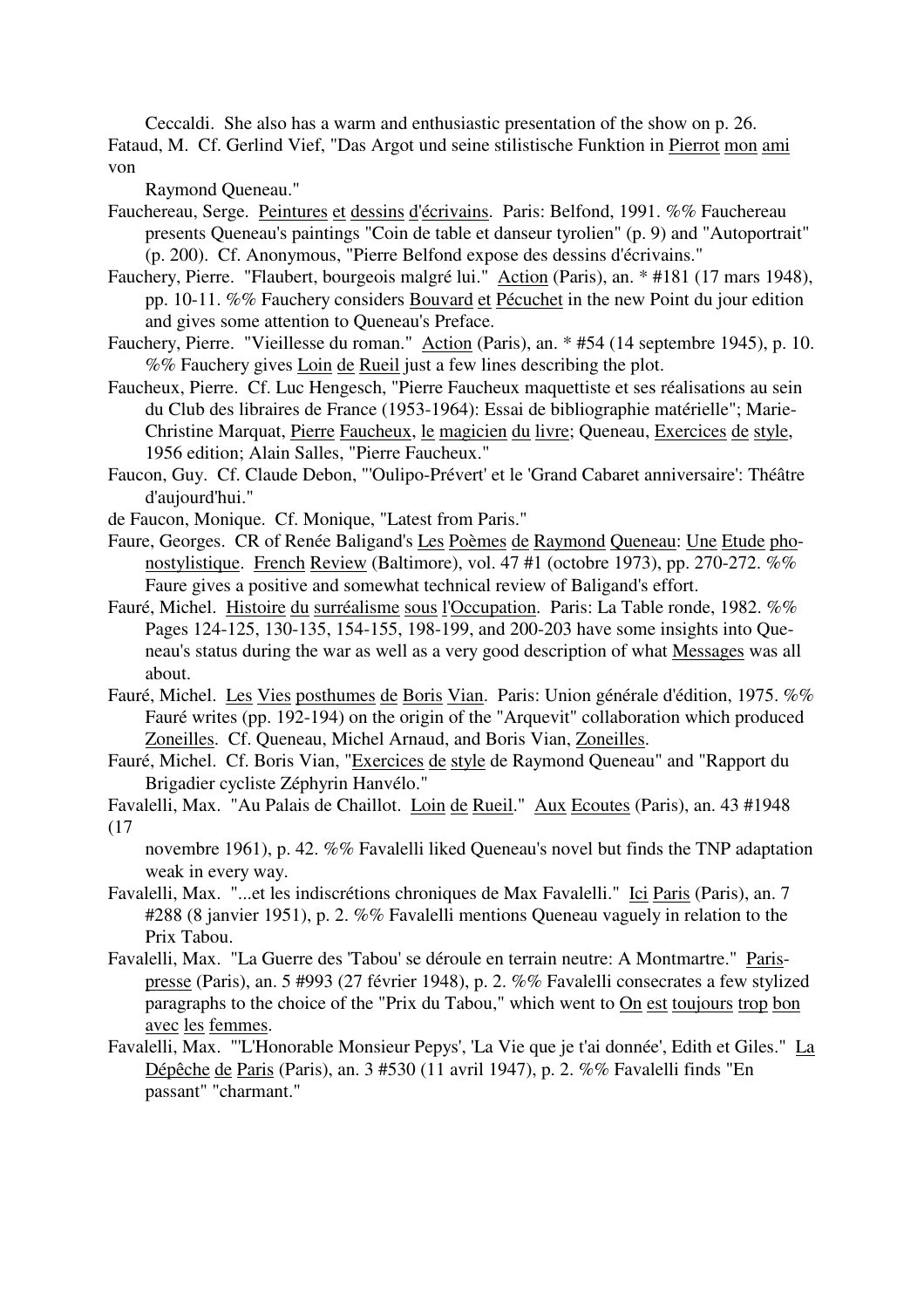Ceccaldi. She also has a warm and enthusiastic presentation of the show on p. 26.

Fataud, M. Cf. Gerlind Vief, "Das Argot und seine stilistische Funktion in Pierrot mon ami von Raymond Queneau."

Fauchereau, Serge. Peintures et dessins d'écrivains. Paris: Belfond, 1991. %% Fauchereau presents Queneau's paintings "Coin de table et danseur tyrolien" (p. 9) and "Autoportrait" (p. 200). Cf. Anonymous, "Pierre Belfond expose des dessins d'écrivains."

Fauchery, Pierre. "Flaubert, bourgeois malgré lui." Action (Paris), an. * #181 (17 mars 1948), pp. 10-11. %% Fauchery considers Bouvard et Pécuchet in the new Point du jour edition and gives some attention to Queneau's Preface.

Fauchery, Pierre. "Vieillesse du roman." Action (Paris), an. * #54 (14 septembre 1945), p. 10. %% Fauchery gives Loin de Rueil just a few lines describing the plot.

Faucheux, Pierre. Cf. Luc Hengesch, "Pierre Faucheux maquettiste et ses réalisations au sein du Club des libraires de France (1953-1964): Essai de bibliographie matérielle"; Marie-Christine Marquat, Pierre Faucheux, le magicien du livre; Queneau, Exercices de style, 1956 edition; Alain Salles, "Pierre Faucheux."

Faucon, Guy. Cf. Claude Debon, "'Oulipo-Prévert' et le 'Grand Cabaret anniversaire': Théâtre d'aujourd'hui."

de Faucon, Monique. Cf. Monique, "Latest from Paris."

Faure, Georges. CR of Renée Baligand's Les Poèmes de Raymond Queneau: Une Etude phonostylistique. French Review (Baltimore), vol. 47 #1 (octobre 1973), pp. 270-272. %% Faure gives a positive and somewhat technical review of Baligand's effort.

Fauré, Michel. Histoire du surréalisme sous l'Occupation. Paris: La Table ronde, 1982. %% Pages 124-125, 130-135, 154-155, 198-199, and 200-203 have some insights into Queneau's status during the war as well as a very good description of what Messages was all about.

Fauré, Michel. Les Vies posthumes de Boris Vian. Paris: Union générale d'édition, 1975. %% Fauré writes (pp. 192-194) on the origin of the "Arquevit" collaboration which produced Zoneilles. Cf. Queneau, Michel Arnaud, and Boris Vian, Zoneilles.

Fauré, Michel. Cf. Boris Vian, "Exercices de style de Raymond Queneau" and "Rapport du Brigadier cycliste Zéphyrin Hanvélo."

Favalelli, Max. "Au Palais de Chaillot. Loin de Rueil." Aux Ecoutes (Paris), an. 43 #1948 (17 novembre 1961), p. 42. %% Favalelli liked Queneau's novel but finds the TNP adaptation weak in every way.

Favalelli, Max. "...et les indiscrétions chroniques de Max Favalelli." Ici Paris (Paris), an. 7 #288 (8 janvier 1951), p. 2. %% Favalelli mentions Queneau vaguely in relation to the Prix Tabou.

Favalelli, Max. "La Guerre des 'Tabou' se déroule en terrain neutre: A Montmartre." Paris-presse (Paris), an. 5 #993 (27 février 1948), p. 2. %% Favalelli consecrates a few stylized paragraphs to the choice of the "Prix du Tabou," which went to On est toujours trop bon avec les femmes.

Favalelli, Max. "'L'Honorable Monsieur Pepys', 'La Vie que je t'ai donnée', Edith et Giles." La Dépêche de Paris (Paris), an. 3 #530 (11 avril 1947), p. 2. %% Favalelli finds "En passant" "charmant."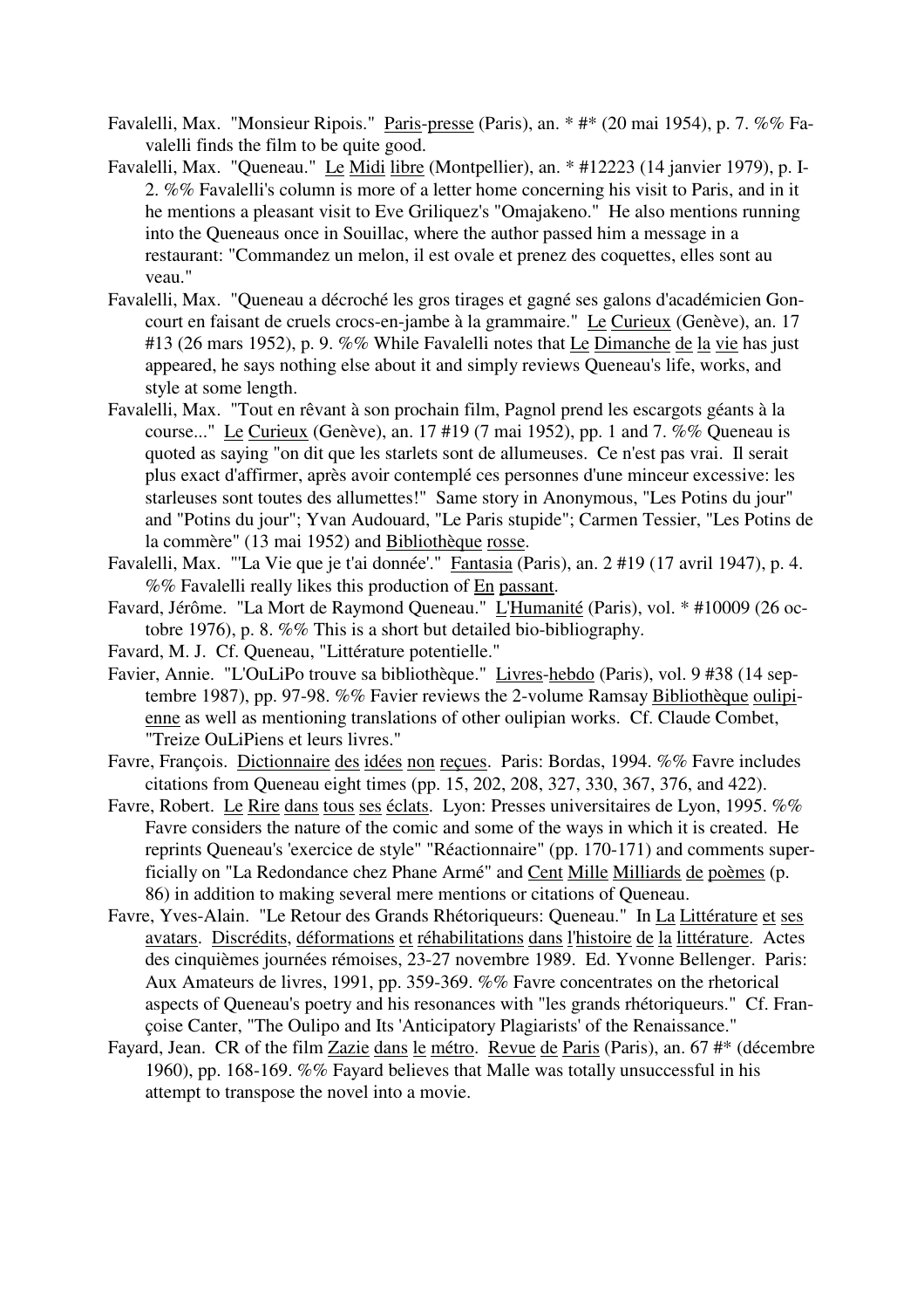Favalelli, Max. "Monsieur Ripois." Paris-presse (Paris), an. * #* (20 mai 1954), p. 7. %% Favalelli finds the film to be quite good.

Favalelli, Max. "Queneau." Le Midi libre (Montpellier), an. * #12223 (14 janvier 1979), p. I-2. %% Favalelli's column is more of a letter home concerning his visit to Paris, and in it he mentions a pleasant visit to Eve Griliquez's "Omajakeno." He also mentions running into the Queneaus once in Souillac, where the author passed him a message in a restaurant: "Commandez un melon, il est ovale et prenez des coquettes, elles sont au veau."

Favalelli, Max. "Queneau a décroché les gros tirages et gagné ses galons d'académicien Goncourt en faisant de cruels crocs-en-jambe à la grammaire." Le Curieux (Genève), an. 17 #13 (26 mars 1952), p. 9. %% While Favalelli notes that Le Dimanche de la vie has just appeared, he says nothing else about it and simply reviews Queneau's life, works, and style at some length.

Favalelli, Max. "Tout en rêvant à son prochain film, Pagnol prend les escargots géants à la course..." Le Curieux (Genève), an. 17 #19 (7 mai 1952), pp. 1 and 7. %% Queneau is quoted as saying "on dit que les starlets sont de allumeuses. Ce n'est pas vrai. Il serait plus exact d'affirmer, après avoir contemplé ces personnes d'une minceur excessive: les starleuses sont toutes des allumettes!" Same story in Anonymous, "Les Potins du jour" and "Potins du jour"; Yvan Audouard, "Le Paris stupide"; Carmen Tessier, "Les Potins de la commère" (13 mai 1952) and Bibliothèque rosse.

Favalelli, Max. "'La Vie que je t'ai donnée'." Fantasia (Paris), an. 2 #19 (17 avril 1947), p. 4. %% Favalelli really likes this production of En passant.

Favard, Jérôme. "La Mort de Raymond Queneau." L'Humanité (Paris), vol. * #10009 (26 octobre 1976), p. 8. %% This is a short but detailed bio-bibliography.

Favard, M. J. Cf. Queneau, "Littérature potentielle."

Favier, Annie. "L'OuLiPo trouve sa bibliothèque." Livres-hebdo (Paris), vol. 9 #38 (14 septembre 1987), pp. 97-98. %% Favier reviews the 2-volume Ramsay Bibliothèque oulipienne as well as mentioning translations of other oulipian works. Cf. Claude Combet, "Treize OuLiPiens et leurs livres."

Favre, François. Dictionnaire des idées non reçues. Paris: Bordas, 1994. %% Favre includes citations from Queneau eight times (pp. 15, 202, 208, 327, 330, 367, 376, and 422).

Favre, Robert. Le Rire dans tous ses éclats. Lyon: Presses universitaires de Lyon, 1995. %% Favre considers the nature of the comic and some of the ways in which it is created. He reprints Queneau's 'exercice de style" "Réactionnaire" (pp. 170-171) and comments superficially on "La Redondance chez Phane Armé" and Cent Mille Milliards de poèmes (p. 86) in addition to making several mere mentions or citations of Queneau.

Favre, Yves-Alain. "Le Retour des Grands Rhétoriqueurs: Queneau." In La Littérature et ses avatars. Discrédits, déformations et réhabilitations dans l'histoire de la littérature. Actes des cinquièmes journées rémoises, 23-27 novembre 1989. Ed. Yvonne Bellenger. Paris: Aux Amateurs de livres, 1991, pp. 359-369. %% Favre concentrates on the rhetorical aspects of Queneau's poetry and his resonances with "les grands rhétoriqueurs." Cf. Françoise Canter, "The Oulipo and Its 'Anticipatory Plagiarists' of the Renaissance."

Fayard, Jean. CR of the film Zazie dans le métro. Revue de Paris (Paris), an. 67 #* (décembre 1960), pp. 168-169. %% Fayard believes that Malle was totally unsuccessful in his attempt to transpose the novel into a movie.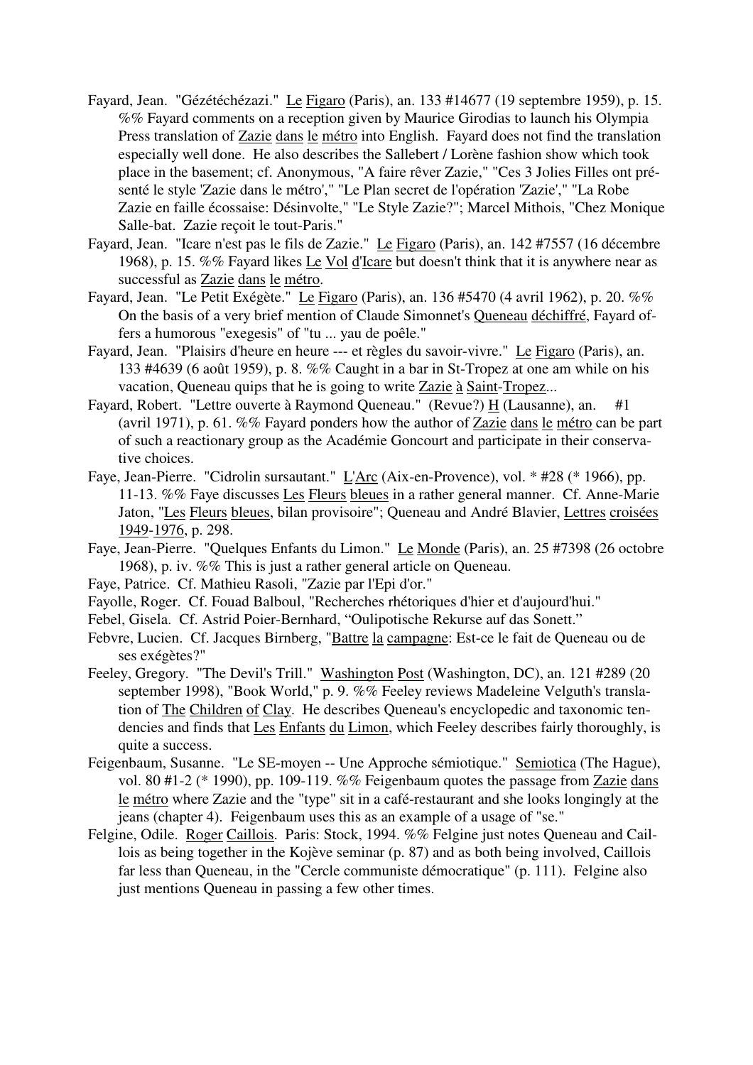Fayard, Jean. "Gézétéchézazi." Le Figaro (Paris), an. 133 #14677 (19 septembre 1959), p. 15. %% Fayard comments on a reception given by Maurice Girodias to launch his Olympia Press translation of Zazie dans le métro into English. Fayard does not find the translation especially well done. He also describes the Sallebert / Lorène fashion show which took place in the basement; cf. Anonymous, "A faire rêver Zazie," "Ces 3 Jolies Filles ont présenté le style 'Zazie dans le métro'," "Le Plan secret de l'opération 'Zazie'," "La Robe Zazie en faille écossaise: Désinvolte," "Le Style Zazie?"; Marcel Mithois, "Chez Monique Salle-bat. Zazie reçoit le tout-Paris."

Fayard, Jean. "Icare n'est pas le fils de Zazie." Le Figaro (Paris), an. 142 #7557 (16 décembre 1968), p. 15. %% Fayard likes Le Vol d'Icare but doesn't think that it is anywhere near as successful as Zazie dans le métro.

Fayard, Jean. "Le Petit Exégète." Le Figaro (Paris), an. 136 #5470 (4 avril 1962), p. 20. %% On the basis of a very brief mention of Claude Simonnet's Queneau déchiffré, Fayard offers a humorous "exegesis" of "tu ... yau de poêle."

Fayard, Jean. "Plaisirs d'heure en heure --- et règles du savoir-vivre." Le Figaro (Paris), an. 133 #4639 (6 août 1959), p. 8. %% Caught in a bar in St-Tropez at one am while on his vacation, Queneau quips that he is going to write Zazie à Saint-Tropez...

Fayard, Robert. "Lettre ouverte à Raymond Queneau." (Revue?) H (Lausanne), an. #1 (avril 1971), p. 61. %% Fayard ponders how the author of Zazie dans le métro can be part of such a reactionary group as the Académie Goncourt and participate in their conservative choices.

Faye, Jean-Pierre. "Cidrolin sursautant." L'Arc (Aix-en-Provence), vol. * #28 (* 1966), pp. 11-13. %% Faye discusses Les Fleurs bleues in a rather general manner. Cf. Anne-Marie Jaton, "Les Fleurs bleues, bilan provisoire"; Queneau and André Blavier, Lettres croisées 1949-1976, p. 298.

Faye, Jean-Pierre. "Quelques Enfants du Limon." Le Monde (Paris), an. 25 #7398 (26 octobre 1968), p. iv. %% This is just a rather general article on Queneau.

Faye, Patrice. Cf. Mathieu Rasoli, "Zazie par l'Epi d'or."

Fayolle, Roger. Cf. Fouad Balboul, "Recherches rhétoriques d'hier et d'aujourd'hui."

Febel, Gisela. Cf. Astrid Poier-Bernhard, "Oulipotische Rekurse auf das Sonett."

Febvre, Lucien. Cf. Jacques Birnberg, "Battre la campagne: Est-ce le fait de Queneau ou de ses exégètes?"

Feeley, Gregory. "The Devil's Trill." Washington Post (Washington, DC), an. 121 #289 (20 september 1998), "Book World," p. 9. %% Feeley reviews Madeleine Velguth's translation of The Children of Clay. He describes Queneau's encyclopedic and taxonomic tendencies and finds that Les Enfants du Limon, which Feeley describes fairly thoroughly, is quite a success.

Feigenbaum, Susanne. "Le SE-moyen -- Une Approche sémiotique." Semiotica (The Hague), vol. 80 #1-2 (* 1990), pp. 109-119. %% Feigenbaum quotes the passage from Zazie dans le métro where Zazie and the "type" sit in a café-restaurant and she looks longingly at the jeans (chapter 4). Feigenbaum uses this as an example of a usage of "se."

Felgine, Odile. Roger Caillois. Paris: Stock, 1994. %% Felgine just notes Queneau and Caillois as being together in the Kojève seminar (p. 87) and as both being involved, Caillois far less than Queneau, in the "Cercle communiste démocratique" (p. 111). Felgine also just mentions Queneau in passing a few other times.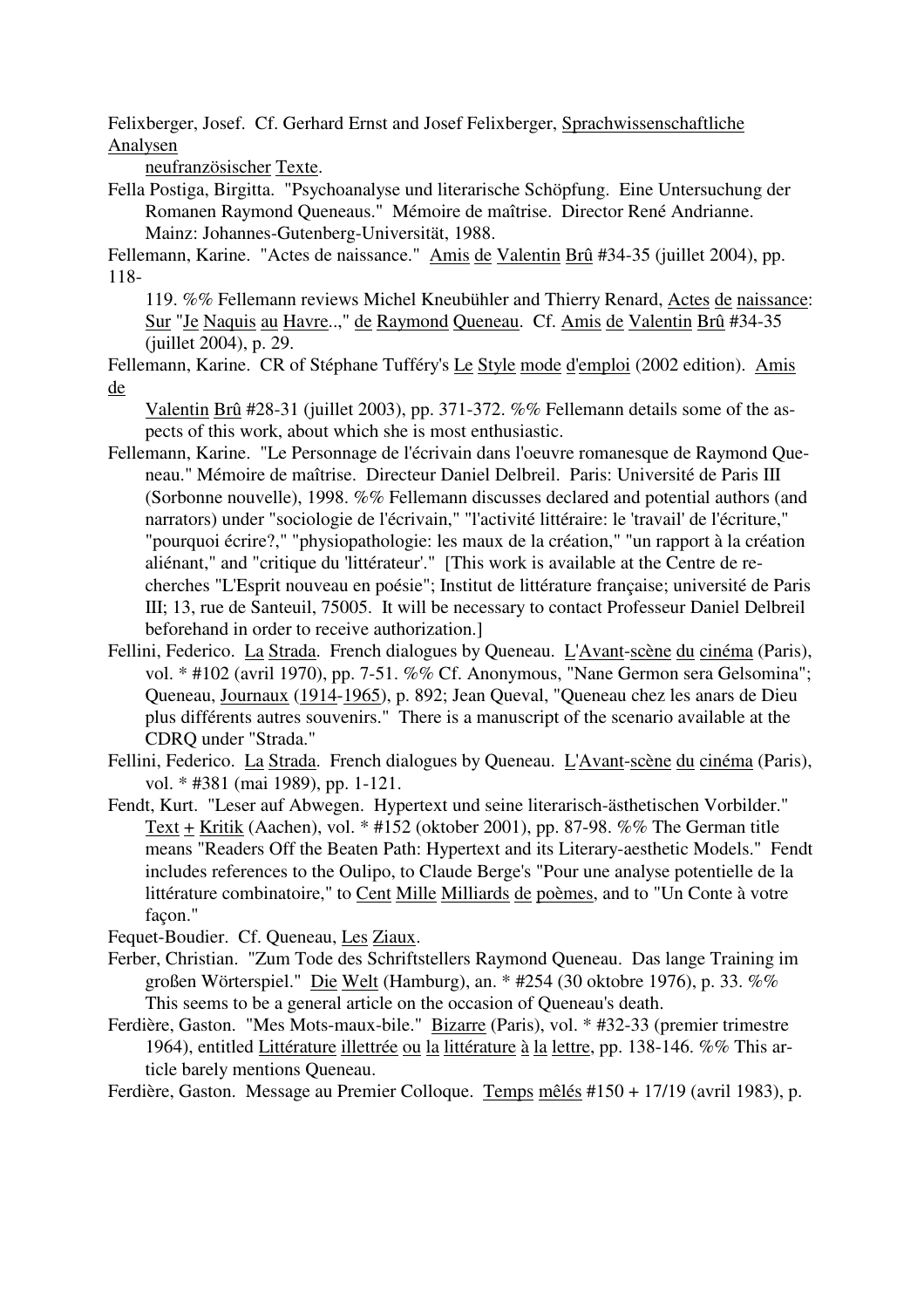Felixberger, Josef. Cf. Gerhard Ernst and Josef Felixberger, Sprachwissenschaftliche Analysen neufranzösischer Texte.

Fella Postiga, Birgitta. "Psychoanalyse und literarische Schöpfung. Eine Untersuchung der Romanen Raymond Queneaus." Mémoire de maîtrise. Director René Andrianne. Mainz: Johannes-Gutenberg-Universität, 1988.

Fellemann, Karine. "Actes de naissance." Amis de Valentin Brû #34-35 (juillet 2004), pp. 118-119. %% Fellemann reviews Michel Kneubühler and Thierry Renard, Actes de naissance: Sur "Je Naquis au Havre..," de Raymond Queneau. Cf. Amis de Valentin Brû #34-35 (juillet 2004), p. 29.

Fellemann, Karine. CR of Stéphane Tufféry's Le Style mode d'emploi (2002 edition). Amis de Valentin Brû #28-31 (juillet 2003), pp. 371-372. %% Fellemann details some of the aspects of this work, about which she is most enthusiastic.

Fellemann, Karine. "Le Personnage de l'écrivain dans l'oeuvre romanesque de Raymond Queneau." Mémoire de maîtrise. Directeur Daniel Delbreil. Paris: Université de Paris III (Sorbonne nouvelle), 1998. %% Fellemann discusses declared and potential authors (and narrators) under "sociologie de l'écrivain," "l'activité littéraire: le 'travail' de l'écriture," "pourquoi écrire?," "physiopathologie: les maux de la création," "un rapport à la création aliénant," and "critique du 'littérateur'." [This work is available at the Centre de recherches "L'Esprit nouveau en poésie"; Institut de littérature française; université de Paris III; 13, rue de Santeuil, 75005. It will be necessary to contact Professeur Daniel Delbreil beforehand in order to receive authorization.]

Fellini, Federico. La Strada. French dialogues by Queneau. L'Avant-scène du cinéma (Paris), vol. * #102 (avril 1970), pp. 7-51. %% Cf. Anonymous, "Nane Germon sera Gelsomina"; Queneau, Journaux (1914-1965), p. 892; Jean Queval, "Queneau chez les anars de Dieu plus différents autres souvenirs." There is a manuscript of the scenario available at the CDRQ under "Strada."

Fellini, Federico. La Strada. French dialogues by Queneau. L'Avant-scène du cinéma (Paris), vol. * #381 (mai 1989), pp. 1-121.

Fendt, Kurt. "Leser auf Abwegen. Hypertext und seine literarisch-ästhetischen Vorbilder." Text + Kritik (Aachen), vol. * #152 (oktober 2001), pp. 87-98. %% The German title means "Readers Off the Beaten Path: Hypertext and its Literary-aesthetic Models." Fendt includes references to the Oulipo, to Claude Berge's "Pour une analyse potentielle de la littérature combinatoire," to Cent Mille Milliards de poèmes, and to "Un Conte à votre façon."

Fequet-Boudier. Cf. Queneau, Les Ziaux.

Ferber, Christian. "Zum Tode des Schriftstellers Raymond Queneau. Das lange Training im großen Wörterspiel." Die Welt (Hamburg), an. * #254 (30 oktobre 1976), p. 33. %% This seems to be a general article on the occasion of Queneau's death.

Ferdière, Gaston. "Mes Mots-maux-bile." Bizarre (Paris), vol. * #32-33 (premier trimestre 1964), entitled Littérature illettrée ou la littérature à la lettre, pp. 138-146. %% This article barely mentions Queneau.

Ferdière, Gaston. Message au Premier Colloque. Temps mêlés #150 + 17/19 (avril 1983), p.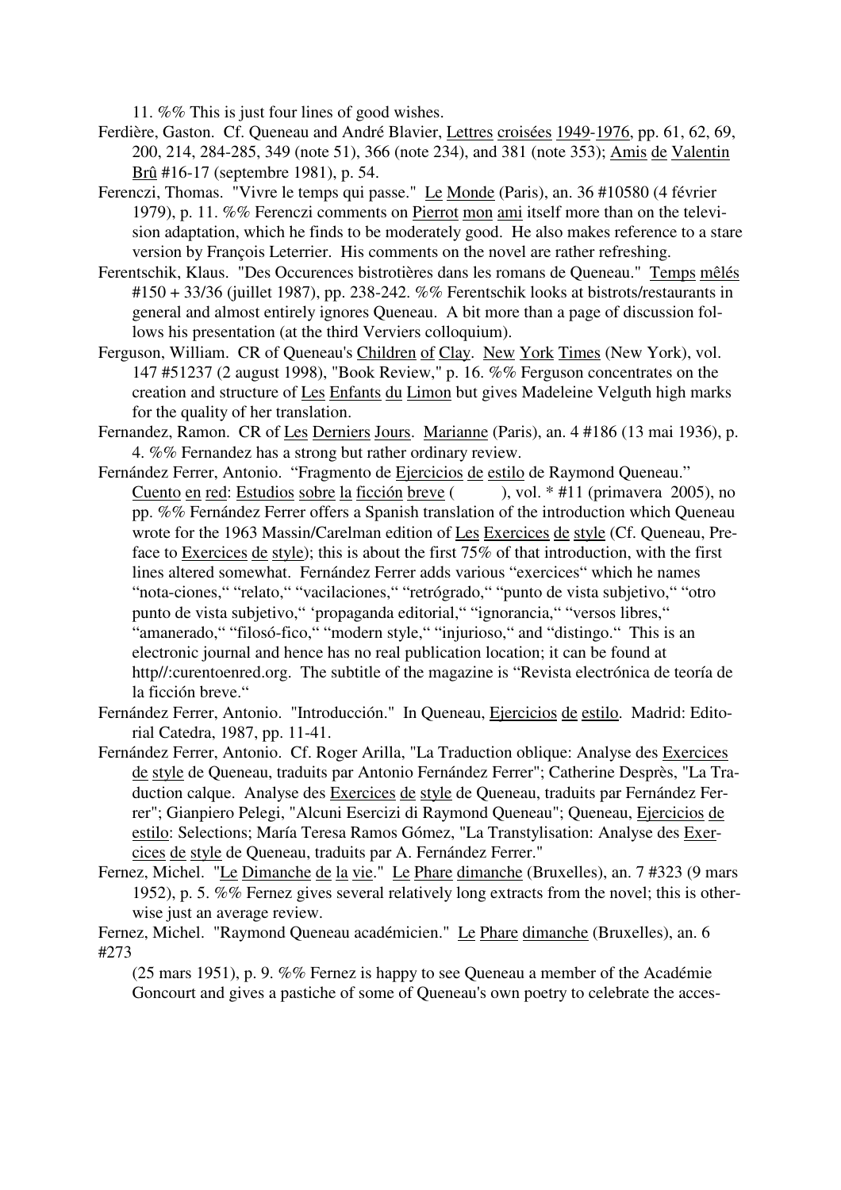11. %% This is just four lines of good wishes.

Ferdière, Gaston. Cf. Queneau and André Blavier, Lettres croisées 1949-1976, pp. 61, 62, 69, 200, 214, 284-285, 349 (note 51), 366 (note 234), and 381 (note 353); Amis de Valentin Brû #16-17 (septembre 1981), p. 54.

Ferenczi, Thomas. "Vivre le temps qui passe." Le Monde (Paris), an. 36 #10580 (4 février 1979), p. 11. %% Ferenczi comments on Pierrot mon ami itself more than on the television adaptation, which he finds to be moderately good. He also makes reference to a stare version by François Leterrier. His comments on the novel are rather refreshing.

Ferentschik, Klaus. "Des Occurences bistrotières dans les romans de Queneau." Temps mêlés #150 + 33/36 (juillet 1987), pp. 238-242. %% Ferentschik looks at bistrots/restaurants in general and almost entirely ignores Queneau. A bit more than a page of discussion follows his presentation (at the third Verviers colloquium).

Ferguson, William. CR of Queneau's Children of Clay. New York Times (New York), vol. 147 #51237 (2 august 1998), "Book Review," p. 16. %% Ferguson concentrates on the creation and structure of Les Enfants du Limon but gives Madeleine Velguth high marks for the quality of her translation.

Fernandez, Ramon. CR of Les Derniers Jours. Marianne (Paris), an. 4 #186 (13 mai 1936), p. 4. %% Fernandez has a strong but rather ordinary review.

Fernández Ferrer, Antonio. "Fragmento de Ejercicios de estilo de Raymond Queneau." Cuento en red: Estudios sobre la ficción breve ( ), vol. * #11 (primavera 2005), no pp. %% Fernández Ferrer offers a Spanish translation of the introduction which Queneau wrote for the 1963 Massin/Carelman edition of Les Exercices de style (Cf. Queneau, Preface to Exercices de style); this is about the first 75% of that introduction, with the first lines altered somewhat. Fernández Ferrer adds various "exercices" which he names "nota-ciones," "relato," "vacilaciones," "retrógrado," "punto de vista subjetivo," "otro punto de vista subjetivo," 'propaganda editorial," "ignorancia," "versos libres," "amanerado," "filosó-fico," "modern style," "injurioso," and "distingo." This is an electronic journal and hence has no real publication location; it can be found at http//:curentoenred.org. The subtitle of the magazine is "Revista electrónica de teoría de la ficción breve."

Fernández Ferrer, Antonio. "Introducción." In Queneau, Ejercicios de estilo. Madrid: Editorial Catedra, 1987, pp. 11-41.

Fernández Ferrer, Antonio. Cf. Roger Arilla, "La Traduction oblique: Analyse des Exercices de style de Queneau, traduits par Antonio Fernández Ferrer"; Catherine Desprès, "La Traduction calque. Analyse des Exercices de style de Queneau, traduits par Fernández Ferrer"; Gianpiero Pelegi, "Alcuni Esercizi di Raymond Queneau"; Queneau, Ejercicios de estilo: Selections; María Teresa Ramos Gómez, "La Transtylisation: Analyse des Exercices de style de Queneau, traduits par A. Fernández Ferrer."

Fernez, Michel. "Le Dimanche de la vie." Le Phare dimanche (Bruxelles), an. 7 #323 (9 mars 1952), p. 5. %% Fernez gives several relatively long extracts from the novel; this is otherwise just an average review.

Fernez, Michel. "Raymond Queneau académicien." Le Phare dimanche (Bruxelles), an. 6 #273 (25 mars 1951), p. 9. %% Fernez is happy to see Queneau a member of the Académie Goncourt and gives a pastiche of some of Queneau's own poetry to celebrate the acces-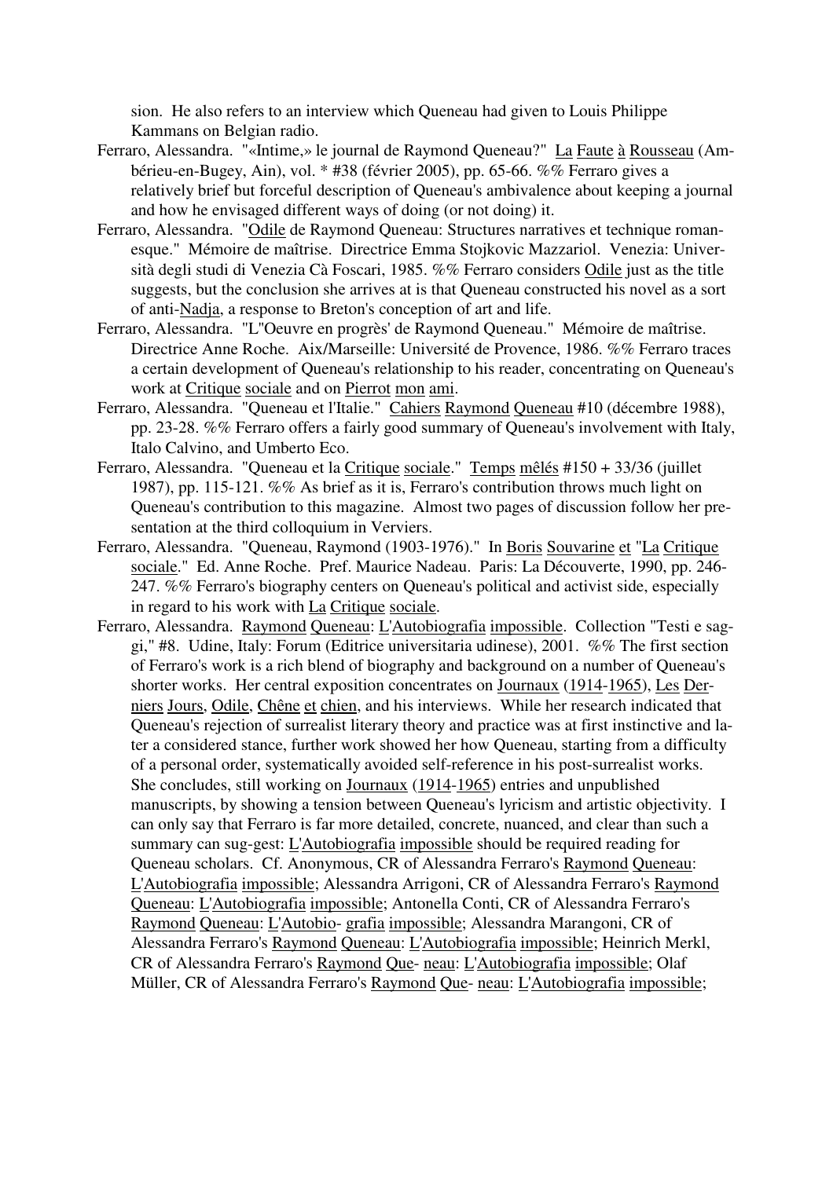sion. He also refers to an interview which Queneau had given to Louis Philippe Kammans on Belgian radio.

Ferraro, Alessandra. "«Intime,» le journal de Raymond Queneau?" La Faute à Rousseau (Ambérieu-en-Bugey, Ain), vol. * #38 (février 2005), pp. 65-66. %% Ferraro gives a relatively brief but forceful description of Queneau's ambivalence about keeping a journal and how he envisaged different ways of doing (or not doing) it.

Ferraro, Alessandra. "Odile de Raymond Queneau: Structures narratives et technique romanesque." Mémoire de maîtrise. Directrice Emma Stojkovic Mazzariol. Venezia: Università degli studi di Venezia Cà Foscari, 1985. %% Ferraro considers Odile just as the title suggests, but the conclusion she arrives at is that Queneau constructed his novel as a sort of anti-Nadja, a response to Breton's conception of art and life.

Ferraro, Alessandra. "L''Oeuvre en progrès' de Raymond Queneau." Mémoire de maîtrise. Directrice Anne Roche. Aix/Marseille: Université de Provence, 1986. %% Ferraro traces a certain development of Queneau's relationship to his reader, concentrating on Queneau's work at Critique sociale and on Pierrot mon ami.

Ferraro, Alessandra. "Queneau et l'Italie." Cahiers Raymond Queneau #10 (décembre 1988), pp. 23-28. %% Ferraro offers a fairly good summary of Queneau's involvement with Italy, Italo Calvino, and Umberto Eco.

Ferraro, Alessandra. "Queneau et la Critique sociale." Temps mêlés #150 + 33/36 (juillet 1987), pp. 115-121. %% As brief as it is, Ferraro's contribution throws much light on Queneau's contribution to this magazine. Almost two pages of discussion follow her presentation at the third colloquium in Verviers.

Ferraro, Alessandra. "Queneau, Raymond (1903-1976)." In Boris Souvarine et "La Critique sociale." Ed. Anne Roche. Pref. Maurice Nadeau. Paris: La Découverte, 1990, pp. 246-247. %% Ferraro's biography centers on Queneau's political and activist side, especially in regard to his work with La Critique sociale.

Ferraro, Alessandra. Raymond Queneau: L'Autobiografia impossible. Collection "Testi e saggi," #8. Udine, Italy: Forum (Editrice universitaria udinese), 2001. %% The first section of Ferraro's work is a rich blend of biography and background on a number of Queneau's shorter works. Her central exposition concentrates on Journaux (1914-1965), Les Derniers Jours, Odile, Chêne et chien, and his interviews. While her research indicated that Queneau's rejection of surrealist literary theory and practice was at first instinctive and later a considered stance, further work showed her how Queneau, starting from a difficulty of a personal order, systematically avoided self-reference in his post-surrealist works. She concludes, still working on Journaux (1914-1965) entries and unpublished manuscripts, by showing a tension between Queneau's lyricism and artistic objectivity. I can only say that Ferraro is far more detailed, concrete, nuanced, and clear than such a summary can sug-gest: L'Autobiografia impossible should be required reading for Queneau scholars. Cf. Anonymous, CR of Alessandra Ferraro's Raymond Queneau: L'Autobiografia impossible; Alessandra Arrigoni, CR of Alessandra Ferraro's Raymond Queneau: L'Autobiografia impossible; Antonella Conti, CR of Alessandra Ferraro's Raymond Queneau: L'Autobio- grafia impossible; Alessandra Marangoni, CR of Alessandra Ferraro's Raymond Queneau: L'Autobiografia impossible; Heinrich Merkl, CR of Alessandra Ferraro's Raymond Que- neau: L'Autobiografia impossible; Olaf Müller, CR of Alessandra Ferraro's Raymond Que- neau: L'Autobiografia impossible;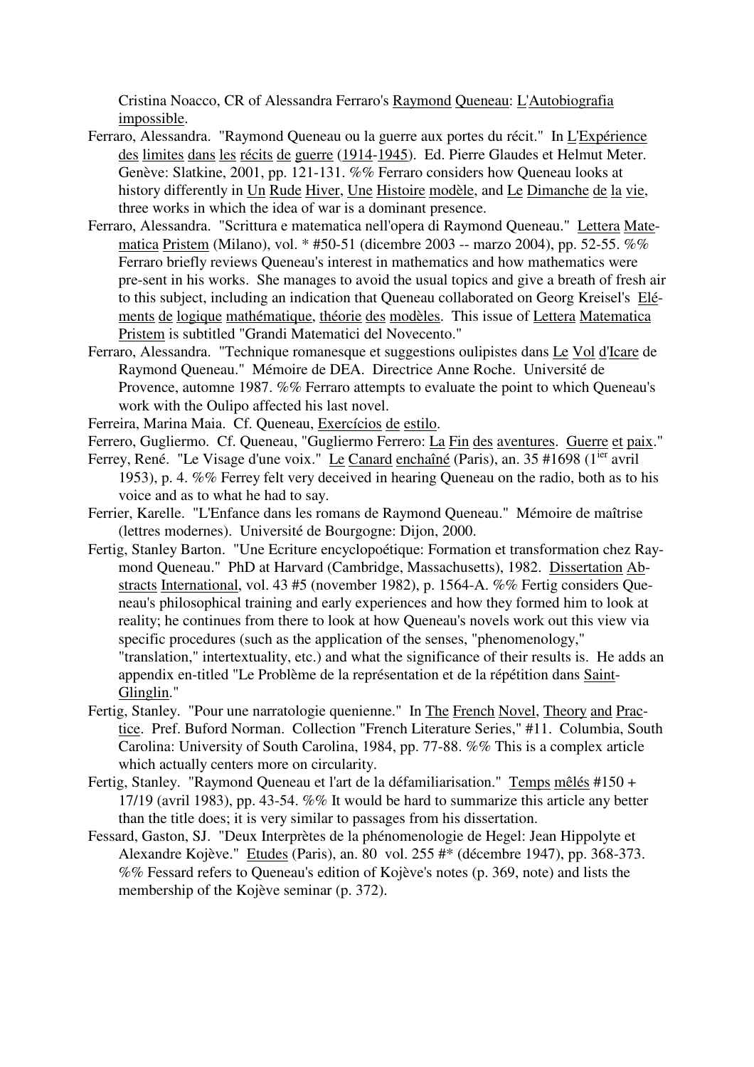Cristina Noacco, CR of Alessandra Ferraro's Raymond Queneau: L'Autobiografia impossible.

Ferraro, Alessandra. "Raymond Queneau ou la guerre aux portes du récit." In L'Expérience des limites dans les récits de guerre (1914-1945). Ed. Pierre Glaudes et Helmut Meter. Genève: Slatkine, 2001, pp. 121-131. %% Ferraro considers how Queneau looks at history differently in Un Rude Hiver, Une Histoire modèle, and Le Dimanche de la vie, three works in which the idea of war is a dominant presence.

Ferraro, Alessandra. "Scrittura e matematica nell'opera di Raymond Queneau." Lettera Matematica Pristem (Milano), vol. * #50-51 (dicembre 2003 -- marzo 2004), pp. 52-55. %% Ferraro briefly reviews Queneau's interest in mathematics and how mathematics were pre-sent in his works. She manages to avoid the usual topics and give a breath of fresh air to this subject, including an indication that Queneau collaborated on Georg Kreisel's Eléments de logique mathématique, théorie des modèles. This issue of Lettera Matematica Pristem is subtitled "Grandi Matematici del Novecento."

Ferraro, Alessandra. "Technique romanesque et suggestions oulipistes dans Le Vol d'Icare de Raymond Queneau." Mémoire de DEA. Directrice Anne Roche. Université de Provence, automne 1987. %% Ferraro attempts to evaluate the point to which Queneau's work with the Oulipo affected his last novel.

Ferreira, Marina Maia. Cf. Queneau, Exercícios de estilo.

Ferrero, Gugliermo. Cf. Queneau, "Gugliermo Ferrero: La Fin des aventures. Guerre et paix."

Ferrey, René. "Le Visage d'une voix." Le Canard enchaîné (Paris), an. 35 #1698 (1ier avril 1953), p. 4. %% Ferrey felt very deceived in hearing Queneau on the radio, both as to his voice and as to what he had to say.

Ferrier, Karelle. "L'Enfance dans les romans de Raymond Queneau." Mémoire de maîtrise (lettres modernes). Université de Bourgogne: Dijon, 2000.

Fertig, Stanley Barton. "Une Ecriture encyclopoétique: Formation et transformation chez Raymond Queneau." PhD at Harvard (Cambridge, Massachusetts), 1982. Dissertation Abstracts International, vol. 43 #5 (november 1982), p. 1564-A. %% Fertig considers Queneau's philosophical training and early experiences and how they formed him to look at reality; he continues from there to look at how Queneau's novels work out this view via specific procedures (such as the application of the senses, "phenomenology," "translation," intertextuality, etc.) and what the significance of their results is. He adds an appendix en-titled "Le Problème de la représentation et de la répétition dans Saint-Glinglin."

Fertig, Stanley. "Pour une narratologie quenienne." In The French Novel, Theory and Practice. Pref. Buford Norman. Collection "French Literature Series," #11. Columbia, South Carolina: University of South Carolina, 1984, pp. 77-88. %% This is a complex article which actually centers more on circularity.

Fertig, Stanley. "Raymond Queneau et l'art de la défamiliarisation." Temps mêlés #150 + 17/19 (avril 1983), pp. 43-54. %% It would be hard to summarize this article any better than the title does; it is very similar to passages from his dissertation.

Fessard, Gaston, SJ. "Deux Interprètes de la phénomenologie de Hegel: Jean Hippolyte et Alexandre Kojève." Etudes (Paris), an. 80 vol. 255 #* (décembre 1947), pp. 368-373. %% Fessard refers to Queneau's edition of Kojève's notes (p. 369, note) and lists the membership of the Kojève seminar (p. 372).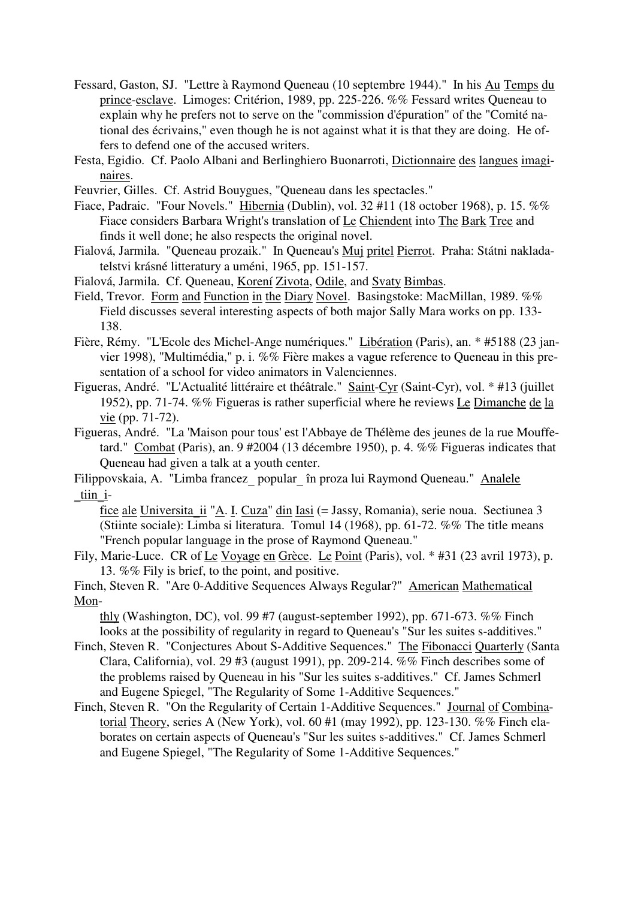Fessard, Gaston, SJ. "Lettre à Raymond Queneau (10 septembre 1944)." In his Au Temps du prince-esclave. Limoges: Critérion, 1989, pp. 225-226. %% Fessard writes Queneau to explain why he prefers not to serve on the "commission d'épuration" of the "Comité national des écrivains," even though he is not against what it is that they are doing. He offers to defend one of the accused writers.

Festa, Egidio. Cf. Paolo Albani and Berlinghiero Buonarroti, Dictionnaire des langues imaginaires.

Feuvrier, Gilles. Cf. Astrid Bouygues, "Queneau dans les spectacles."

Fiace, Padraic. "Four Novels." Hibernia (Dublin), vol. 32 #11 (18 october 1968), p. 15. %% Fiace considers Barbara Wright's translation of Le Chiendent into The Bark Tree and finds it well done; he also respects the original novel.

Fialová, Jarmila. "Queneau prozaik." In Queneau's Muj pritel Pierrot. Praha: Státni nakladatelstvi krásné litteratury a uméni, 1965, pp. 151-157.

Fialová, Jarmila. Cf. Queneau, Korení Zivota, Odile, and Svaty Bimbas.

Field, Trevor. Form and Function in the Diary Novel. Basingstoke: MacMillan, 1989. %% Field discusses several interesting aspects of both major Sally Mara works on pp. 133-138.

Fière, Rémy. "L'Ecole des Michel-Ange numériques." Libération (Paris), an. * #5188 (23 janvier 1998), "Multimédia," p. i. %% Fière makes a vague reference to Queneau in this presentation of a school for video animators in Valenciennes.

Figueras, André. "L'Actualité littéraire et théâtrale." Saint-Cyr (Saint-Cyr), vol. * #13 (juillet 1952), pp. 71-74. %% Figueras is rather superficial where he reviews Le Dimanche de la vie (pp. 71-72).

Figueras, André. "La 'Maison pour tous' est l'Abbaye de Thélème des jeunes de la rue Mouffetard." Combat (Paris), an. 9 #2004 (13 décembre 1950), p. 4. %% Figueras indicates that Queneau had given a talk at a youth center.

Filippovskaia, A. "Limba francez_ popular_ în proza lui Raymond Queneau." Analele _tiin_ifice ale Universita_ii "A. I. Cuza" din Iasi (= Jassy, Romania), serie noua. Sectiunea 3 (Stiinte sociale): Limba si literatura. Tomul 14 (1968), pp. 61-72. %% The title means "French popular language in the prose of Raymond Queneau."

Fily, Marie-Luce. CR of Le Voyage en Grèce. Le Point (Paris), vol. * #31 (23 avril 1973), p. 13. %% Fily is brief, to the point, and positive.

Finch, Steven R. "Are 0-Additive Sequences Always Regular?" American Mathematical Monthly (Washington, DC), vol. 99 #7 (august-september 1992), pp. 671-673. %% Finch looks at the possibility of regularity in regard to Queneau's "Sur les suites s-additives."

Finch, Steven R. "Conjectures About S-Additive Sequences." The Fibonacci Quarterly (Santa Clara, California), vol. 29 #3 (august 1991), pp. 209-214. %% Finch describes some of the problems raised by Queneau in his "Sur les suites s-additives." Cf. James Schmerl and Eugene Spiegel, "The Regularity of Some 1-Additive Sequences."

Finch, Steven R. "On the Regularity of Certain 1-Additive Sequences." Journal of Combinatorial Theory, series A (New York), vol. 60 #1 (may 1992), pp. 123-130. %% Finch elaborates on certain aspects of Queneau's "Sur les suites s-additives." Cf. James Schmerl and Eugene Spiegel, "The Regularity of Some 1-Additive Sequences."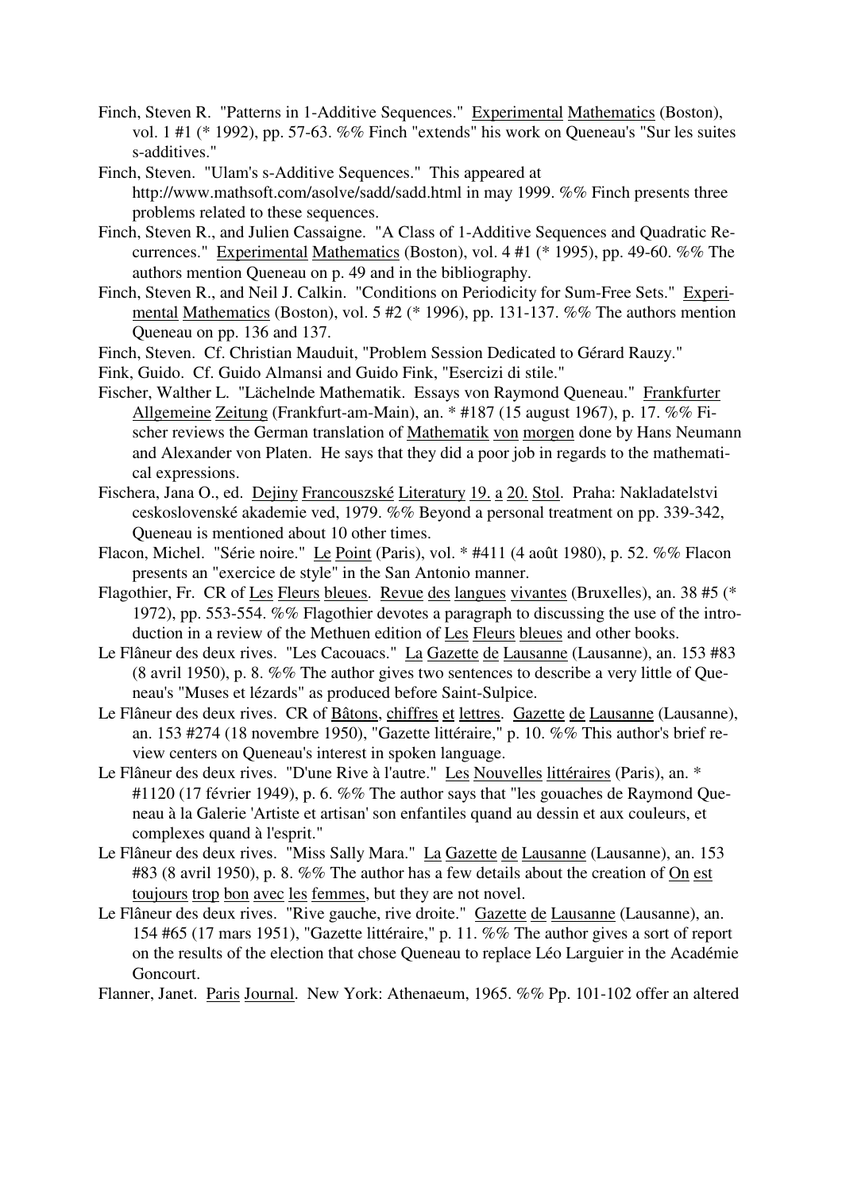Finch, Steven R. "Patterns in 1-Additive Sequences." Experimental Mathematics (Boston), vol. 1 #1 (* 1992), pp. 57-63. %% Finch "extends" his work on Queneau's "Sur les suites s-additives."

Finch, Steven. "Ulam's s-Additive Sequences." This appeared at http://www.mathsoft.com/asolve/sadd/sadd.html in may 1999. %% Finch presents three problems related to these sequences.

Finch, Steven R., and Julien Cassaigne. "A Class of 1-Additive Sequences and Quadratic Recurrences." Experimental Mathematics (Boston), vol. 4 #1 (* 1995), pp. 49-60. %% The authors mention Queneau on p. 49 and in the bibliography.

Finch, Steven R., and Neil J. Calkin. "Conditions on Periodicity for Sum-Free Sets." Experimental Mathematics (Boston), vol. 5 #2 (* 1996), pp. 131-137. %% The authors mention Queneau on pp. 136 and 137.

Finch, Steven. Cf. Christian Mauduit, "Problem Session Dedicated to Gérard Rauzy."

Fink, Guido. Cf. Guido Almansi and Guido Fink, "Esercizi di stile."

Fischer, Walther L. "Lächelnde Mathematik. Essays von Raymond Queneau." Frankfurter Allgemeine Zeitung (Frankfurt-am-Main), an. * #187 (15 august 1967), p. 17. %% Fischer reviews the German translation of Mathematik von morgen done by Hans Neumann and Alexander von Platen. He says that they did a poor job in regards to the mathematical expressions.

Fischera, Jana O., ed. Dejiny Francouszské Literatury 19. a 20. Stol. Praha: Nakladatelstvi ceskoslovenské akademie ved, 1979. %% Beyond a personal treatment on pp. 339-342, Queneau is mentioned about 10 other times.

Flacon, Michel. "Série noire." Le Point (Paris), vol. * #411 (4 août 1980), p. 52. %% Flacon presents an "exercice de style" in the San Antonio manner.

Flagothier, Fr. CR of Les Fleurs bleues. Revue des langues vivantes (Bruxelles), an. 38 #5 (* 1972), pp. 553-554. %% Flagothier devotes a paragraph to discussing the use of the introduction in a review of the Methuen edition of Les Fleurs bleues and other books.

Le Flâneur des deux rives. "Les Cacouacs." La Gazette de Lausanne (Lausanne), an. 153 #83 (8 avril 1950), p. 8. %% The author gives two sentences to describe a very little of Queneau's "Muses et lézards" as produced before Saint-Sulpice.

Le Flâneur des deux rives. CR of Bâtons, chiffres et lettres. Gazette de Lausanne (Lausanne), an. 153 #274 (18 novembre 1950), "Gazette littéraire," p. 10. %% This author's brief review centers on Queneau's interest in spoken language.

Le Flâneur des deux rives. "D'une Rive à l'autre." Les Nouvelles littéraires (Paris), an. * #1120 (17 février 1949), p. 6. %% The author says that "les gouaches de Raymond Queneau à la Galerie 'Artiste et artisan' son enfantiles quand au dessin et aux couleurs, et complexes quand à l'esprit."

Le Flâneur des deux rives. "Miss Sally Mara." La Gazette de Lausanne (Lausanne), an. 153 #83 (8 avril 1950), p. 8. %% The author has a few details about the creation of On est toujours trop bon avec les femmes, but they are not novel.

Le Flâneur des deux rives. "Rive gauche, rive droite." Gazette de Lausanne (Lausanne), an. 154 #65 (17 mars 1951), "Gazette littéraire," p. 11. %% The author gives a sort of report on the results of the election that chose Queneau to replace Léo Larguier in the Académie Goncourt.

Flanner, Janet. Paris Journal. New York: Athenaeum, 1965. %% Pp. 101-102 offer an altered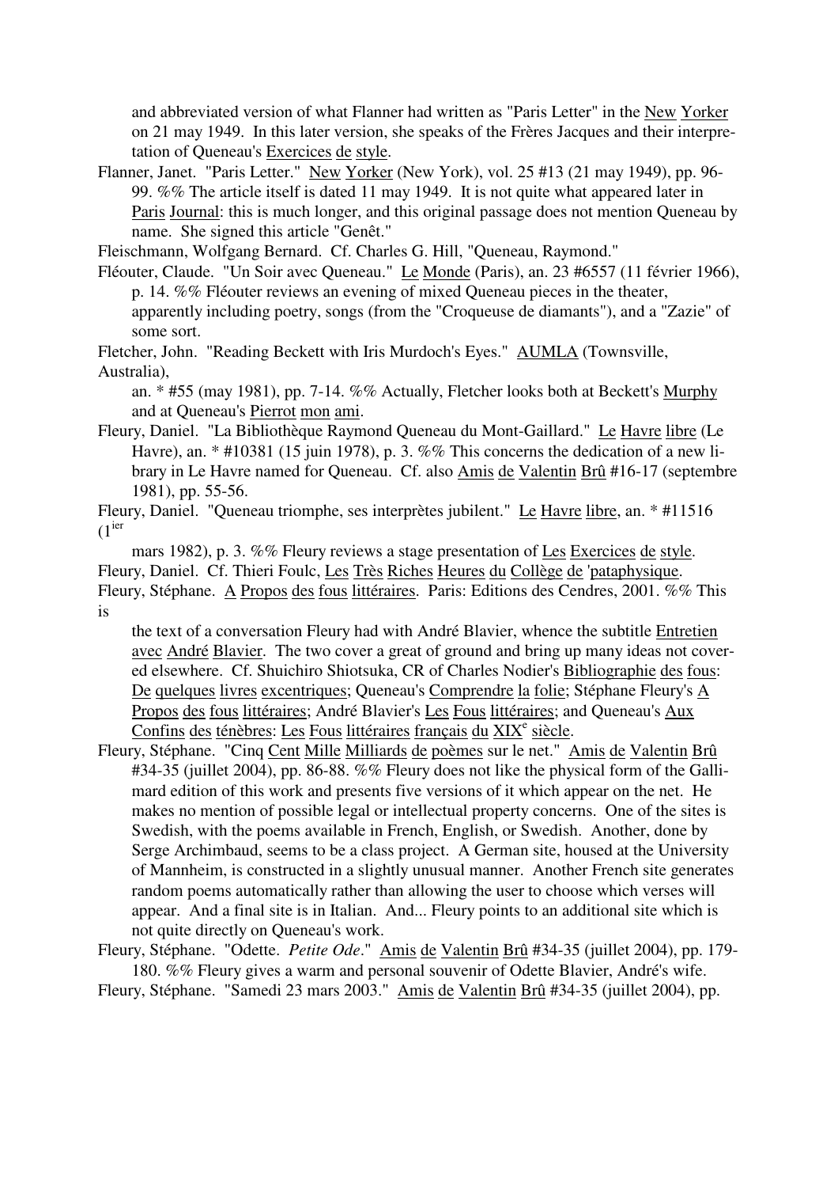and abbreviated version of what Flanner had written as "Paris Letter" in the New Yorker on 21 may 1949. In this later version, she speaks of the Frères Jacques and their interpretation of Queneau's Exercices de style.

Flanner, Janet. "Paris Letter." New Yorker (New York), vol. 25 #13 (21 may 1949), pp. 96-99. %% The article itself is dated 11 may 1949. It is not quite what appeared later in Paris Journal: this is much longer, and this original passage does not mention Queneau by name. She signed this article "Genêt."

Fleischmann, Wolfgang Bernard. Cf. Charles G. Hill, "Queneau, Raymond."

Fléouter, Claude. "Un Soir avec Queneau." Le Monde (Paris), an. 23 #6557 (11 février 1966), p. 14. %% Fléouter reviews an evening of mixed Queneau pieces in the theater, apparently including poetry, songs (from the "Croqueuse de diamants"), and a "Zazie" of some sort.

Fletcher, John. "Reading Beckett with Iris Murdoch's Eyes." AUMLA (Townsville, Australia), an. * #55 (may 1981), pp. 7-14. %% Actually, Fletcher looks both at Beckett's Murphy and at Queneau's Pierrot mon ami.

Fleury, Daniel. "La Bibliothèque Raymond Queneau du Mont-Gaillard." Le Havre libre (Le Havre), an. * #10381 (15 juin 1978), p. 3. %% This concerns the dedication of a new library in Le Havre named for Queneau. Cf. also Amis de Valentin Brû #16-17 (septembre 1981), pp. 55-56.

Fleury, Daniel. "Queneau triomphe, ses interprètes jubilent." Le Havre libre, an. * #11516 (1ier mars 1982), p. 3. %% Fleury reviews a stage presentation of Les Exercices de style.

Fleury, Daniel. Cf. Thieri Foulc, Les Très Riches Heures du Collège de 'pataphysique.

Fleury, Stéphane. A Propos des fous littéraires. Paris: Editions des Cendres, 2001. %% This is the text of a conversation Fleury had with André Blavier, whence the subtitle Entretien avec André Blavier. The two cover a great of ground and bring up many ideas not covered elsewhere. Cf. Shuichiro Shiotsuka, CR of Charles Nodier's Bibliographie des fous: De quelques livres excentriques; Queneau's Comprendre la folie; Stéphane Fleury's A Propos des fous littéraires; André Blavier's Les Fous littéraires; and Queneau's Aux Confins des ténèbres: Les Fous littéraires français du XIXe siècle.

Fleury, Stéphane. "Cinq Cent Mille Milliards de poèmes sur le net." Amis de Valentin Brû #34-35 (juillet 2004), pp. 86-88. %% Fleury does not like the physical form of the Gallimard edition of this work and presents five versions of it which appear on the net. He makes no mention of possible legal or intellectual property concerns. One of the sites is Swedish, with the poems available in French, English, or Swedish. Another, done by Serge Archimbaud, seems to be a class project. A German site, housed at the University of Mannheim, is constructed in a slightly unusual manner. Another French site generates random poems automatically rather than allowing the user to choose which verses will appear. And a final site is in Italian. And... Fleury points to an additional site which is not quite directly on Queneau's work.

Fleury, Stéphane. "Odette. *Petite Ode*." Amis de Valentin Brû #34-35 (juillet 2004), pp. 179-180. %% Fleury gives a warm and personal souvenir of Odette Blavier, André's wife.

Fleury, Stéphane. "Samedi 23 mars 2003." Amis de Valentin Brû #34-35 (juillet 2004), pp.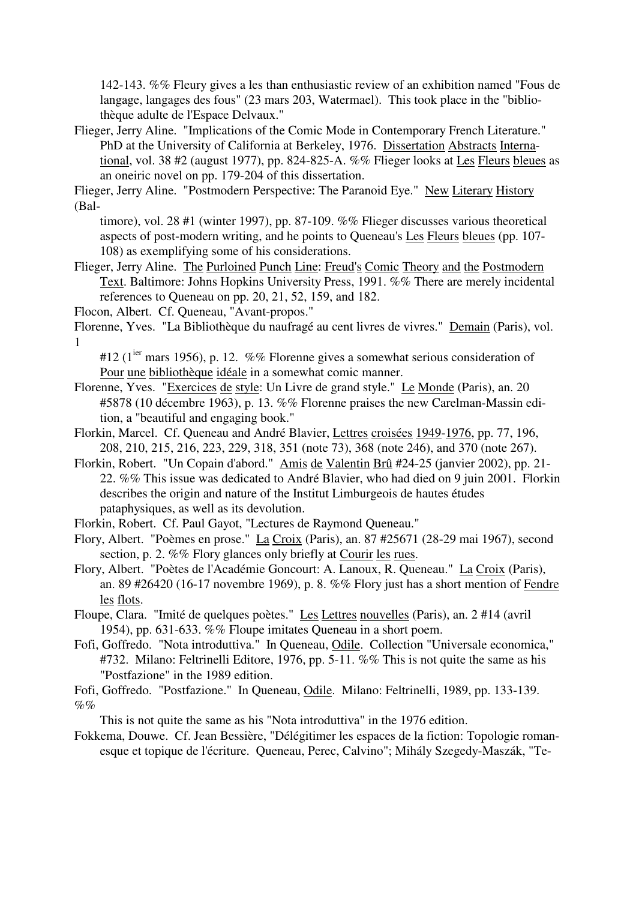142-143. %% Fleury gives a les than enthusiastic review of an exhibition named "Fous de langage, langages des fous" (23 mars 203, Watermael). This took place in the "bibliothèque adulte de l'Espace Delvaux."

Flieger, Jerry Aline. "Implications of the Comic Mode in Contemporary French Literature." PhD at the University of California at Berkeley, 1976. Dissertation Abstracts International, vol. 38 #2 (august 1977), pp. 824-825-A. %% Flieger looks at Les Fleurs bleues as an oneiric novel on pp. 179-204 of this dissertation.

Flieger, Jerry Aline. "Postmodern Perspective: The Paranoid Eye." New Literary History (Baltimore), vol. 28 #1 (winter 1997), pp. 87-109. %% Flieger discusses various theoretical aspects of post-modern writing, and he points to Queneau's Les Fleurs bleues (pp. 107-108) as exemplifying some of his considerations.

Flieger, Jerry Aline. The Purloined Punch Line: Freud's Comic Theory and the Postmodern Text. Baltimore: Johns Hopkins University Press, 1991. %% There are merely incidental references to Queneau on pp. 20, 21, 52, 159, and 182.

Flocon, Albert. Cf. Queneau, "Avant-propos."

Florenne, Yves. "La Bibliothèque du naufragé au cent livres de vivres." Demain (Paris), vol. 1 #12 (1ier mars 1956), p. 12. %% Florenne gives a somewhat serious consideration of Pour une bibliothèque idéale in a somewhat comic manner.

Florenne, Yves. "Exercices de style: Un Livre de grand style." Le Monde (Paris), an. 20 #5878 (10 décembre 1963), p. 13. %% Florenne praises the new Carelman-Massin edition, a "beautiful and engaging book."

Florkin, Marcel. Cf. Queneau and André Blavier, Lettres croisées 1949-1976, pp. 77, 196, 208, 210, 215, 216, 223, 229, 318, 351 (note 73), 368 (note 246), and 370 (note 267).

Florkin, Robert. "Un Copain d'abord." Amis de Valentin Brû #24-25 (janvier 2002), pp. 21-22. %% This issue was dedicated to André Blavier, who had died on 9 juin 2001. Florkin describes the origin and nature of the Institut Limburgeois de hautes études pataphysiques, as well as its devolution.

Florkin, Robert. Cf. Paul Gayot, "Lectures de Raymond Queneau."

Flory, Albert. "Poèmes en prose." La Croix (Paris), an. 87 #25671 (28-29 mai 1967), second section, p. 2. %% Flory glances only briefly at Courir les rues.

Flory, Albert. "Poètes de l'Académie Goncourt: A. Lanoux, R. Queneau." La Croix (Paris), an. 89 #26420 (16-17 novembre 1969), p. 8. %% Flory just has a short mention of Fendre les flots.

Floupe, Clara. "Imité de quelques poètes." Les Lettres nouvelles (Paris), an. 2 #14 (avril 1954), pp. 631-633. %% Floupe imitates Queneau in a short poem.

Fofi, Goffredo. "Nota introduttiva." In Queneau, Odile. Collection "Universale economica," #732. Milano: Feltrinelli Editore, 1976, pp. 5-11. %% This is not quite the same as his "Postfazione" in the 1989 edition.

Fofi, Goffredo. "Postfazione." In Queneau, Odile. Milano: Feltrinelli, 1989, pp. 133-139. %% This is not quite the same as his "Nota introduttiva" in the 1976 edition.

Fokkema, Douwe. Cf. Jean Bessière, "Délégitimer les espaces de la fiction: Topologie romanesque et topique de l'écriture. Queneau, Perec, Calvino"; Mihály Szegedy-Maszák, "Te-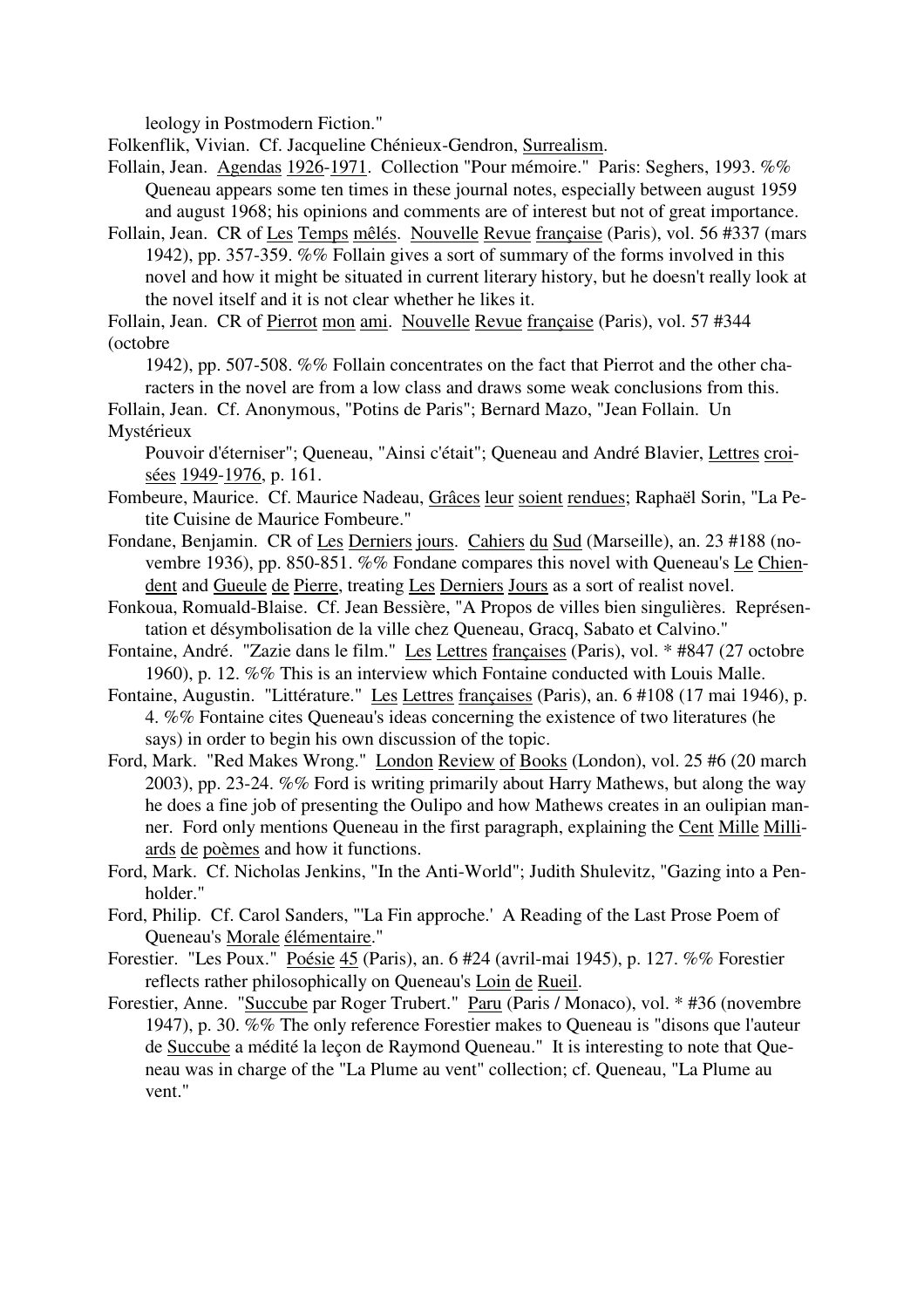leology in Postmodern Fiction."

Folkenflik, Vivian. Cf. Jacqueline Chénieux-Gendron, Surrealism.

Follain, Jean. Agendas 1926-1971. Collection "Pour mémoire." Paris: Seghers, 1993. %% Queneau appears some ten times in these journal notes, especially between august 1959 and august 1968; his opinions and comments are of interest but not of great importance.

Follain, Jean. CR of Les Temps mêlés. Nouvelle Revue française (Paris), vol. 56 #337 (mars 1942), pp. 357-359. %% Follain gives a sort of summary of the forms involved in this novel and how it might be situated in current literary history, but he doesn't really look at the novel itself and it is not clear whether he likes it.

Follain, Jean. CR of Pierrot mon ami. Nouvelle Revue française (Paris), vol. 57 #344 (octobre 1942), pp. 507-508. %% Follain concentrates on the fact that Pierrot and the other characters in the novel are from a low class and draws some weak conclusions from this.

Follain, Jean. Cf. Anonymous, "Potins de Paris"; Bernard Mazo, "Jean Follain. Un Mystérieux Pouvoir d'éterniser"; Queneau, "Ainsi c'était"; Queneau and André Blavier, Lettres croisées 1949-1976, p. 161.

Fombeure, Maurice. Cf. Maurice Nadeau, Grâces leur soient rendues; Raphaël Sorin, "La Petite Cuisine de Maurice Fombeure."

Fondane, Benjamin. CR of Les Derniers jours. Cahiers du Sud (Marseille), an. 23 #188 (novembre 1936), pp. 850-851. %% Fondane compares this novel with Queneau's Le Chiendent and Gueule de Pierre, treating Les Derniers Jours as a sort of realist novel.

Fonkoua, Romuald-Blaise. Cf. Jean Bessière, "A Propos de villes bien singulières. Représentation et désymbolisation de la ville chez Queneau, Gracq, Sabato et Calvino."

Fontaine, André. "Zazie dans le film." Les Lettres françaises (Paris), vol. * #847 (27 octobre 1960), p. 12. %% This is an interview which Fontaine conducted with Louis Malle.

Fontaine, Augustin. "Littérature." Les Lettres françaises (Paris), an. 6 #108 (17 mai 1946), p. 4. %% Fontaine cites Queneau's ideas concerning the existence of two literatures (he says) in order to begin his own discussion of the topic.

Ford, Mark. "Red Makes Wrong." London Review of Books (London), vol. 25 #6 (20 march 2003), pp. 23-24. %% Ford is writing primarily about Harry Mathews, but along the way he does a fine job of presenting the Oulipo and how Mathews creates in an oulipian manner. Ford only mentions Queneau in the first paragraph, explaining the Cent Mille Milliards de poèmes and how it functions.

Ford, Mark. Cf. Nicholas Jenkins, "In the Anti-World"; Judith Shulevitz, "Gazing into a Penholder."

Ford, Philip. Cf. Carol Sanders, "'La Fin approche.' A Reading of the Last Prose Poem of Queneau's Morale élémentaire."

Forestier. "Les Poux." Poésie 45 (Paris), an. 6 #24 (avril-mai 1945), p. 127. %% Forestier reflects rather philosophically on Queneau's Loin de Rueil.

Forestier, Anne. "Succube par Roger Trubert." Paru (Paris / Monaco), vol. * #36 (novembre 1947), p. 30. %% The only reference Forestier makes to Queneau is "disons que l'auteur de Succube a médité la leçon de Raymond Queneau." It is interesting to note that Queneau was in charge of the "La Plume au vent" collection; cf. Queneau, "La Plume au vent."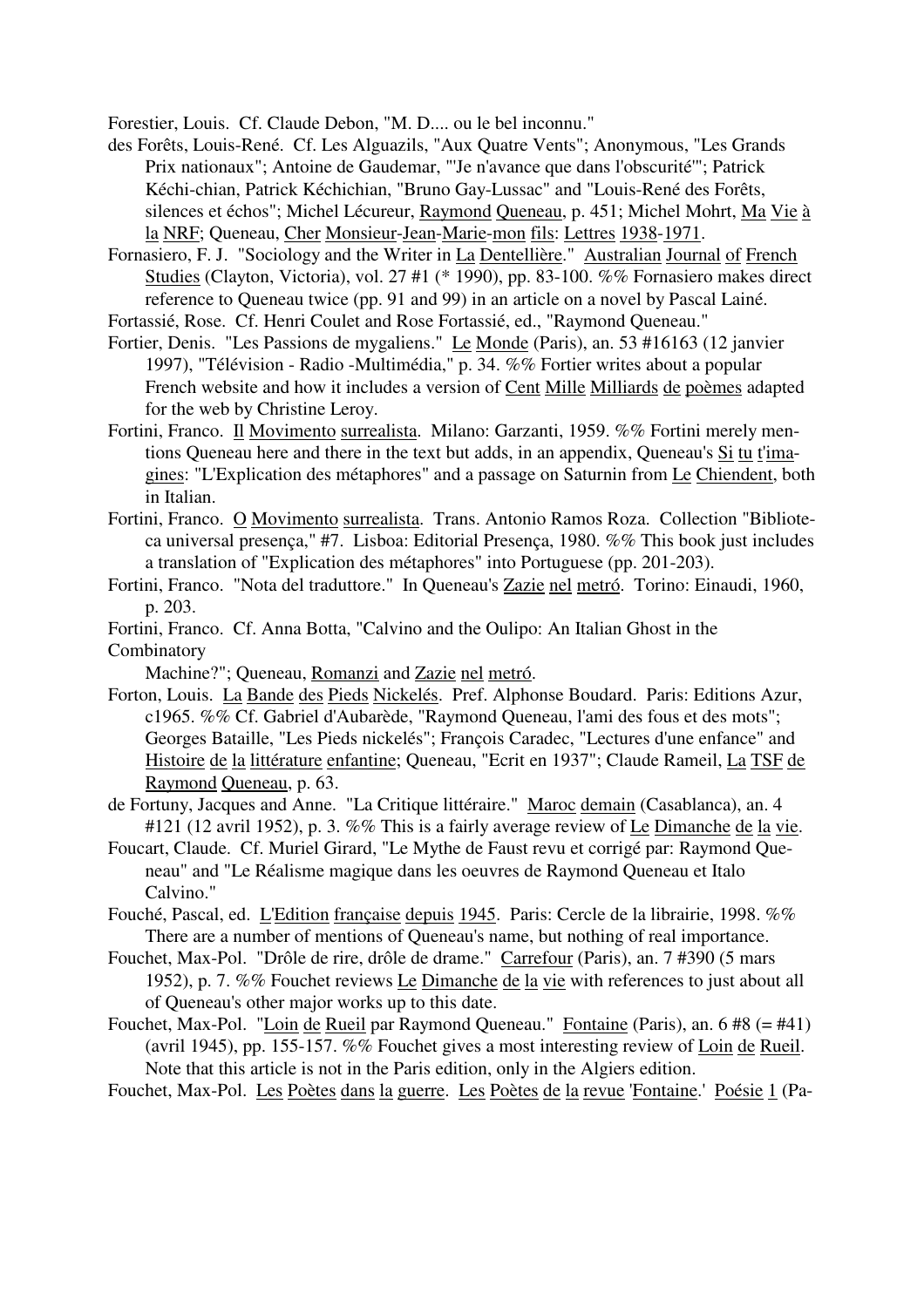Forestier, Louis. Cf. Claude Debon, "M. D.... ou le bel inconnu."

des Forêts, Louis-René. Cf. Les Alguazils, "Aux Quatre Vents"; Anonymous, "Les Grands Prix nationaux"; Antoine de Gaudemar, "'Je n'avance que dans l'obscurité'"; Patrick Kéchi-chian, Patrick Kéchichian, "Bruno Gay-Lussac" and "Louis-René des Forêts, silences et échos"; Michel Lécureur, Raymond Queneau, p. 451; Michel Mohrt, Ma Vie à la NRF; Queneau, Cher Monsieur-Jean-Marie-mon fils: Lettres 1938-1971.

Fornasiero, F. J. "Sociology and the Writer in La Dentellière." Australian Journal of French Studies (Clayton, Victoria), vol. 27 #1 (* 1990), pp. 83-100. %% Fornasiero makes direct reference to Queneau twice (pp. 91 and 99) in an article on a novel by Pascal Lainé.

Fortassié, Rose. Cf. Henri Coulet and Rose Fortassié, ed., "Raymond Queneau."

Fortier, Denis. "Les Passions de mygaliens." Le Monde (Paris), an. 53 #16163 (12 janvier 1997), "Télévision - Radio -Multimédia," p. 34. %% Fortier writes about a popular French website and how it includes a version of Cent Mille Milliards de poèmes adapted for the web by Christine Leroy.

Fortini, Franco. Il Movimento surrealista. Milano: Garzanti, 1959. %% Fortini merely mentions Queneau here and there in the text but adds, in an appendix, Queneau's Si tu t'imagines: "L'Explication des métaphores" and a passage on Saturnin from Le Chiendent, both in Italian.

Fortini, Franco. O Movimento surrealista. Trans. Antonio Ramos Roza. Collection "Biblioteca universal presença," #7. Lisboa: Editorial Presença, 1980. %% This book just includes a translation of "Explication des métaphores" into Portuguese (pp. 201-203).

Fortini, Franco. "Nota del traduttore." In Queneau's Zazie nel metró. Torino: Einaudi, 1960, p. 203.

Fortini, Franco. Cf. Anna Botta, "Calvino and the Oulipo: An Italian Ghost in the Combinatory Machine?"; Queneau, Romanzi and Zazie nel metró.

Forton, Louis. La Bande des Pieds Nickelés. Pref. Alphonse Boudard. Paris: Editions Azur, c1965. %% Cf. Gabriel d'Aubarède, "Raymond Queneau, l'ami des fous et des mots"; Georges Bataille, "Les Pieds nickelés"; François Caradec, "Lectures d'une enfance" and Histoire de la littérature enfantine; Queneau, "Ecrit en 1937"; Claude Rameil, La TSF de Raymond Queneau, p. 63.

de Fortuny, Jacques and Anne. "La Critique littéraire." Maroc demain (Casablanca), an. 4 #121 (12 avril 1952), p. 3. %% This is a fairly average review of Le Dimanche de la vie.

Foucart, Claude. Cf. Muriel Girard, "Le Mythe de Faust revu et corrigé par: Raymond Queneau" and "Le Réalisme magique dans les oeuvres de Raymond Queneau et Italo Calvino."

Fouché, Pascal, ed. L'Edition française depuis 1945. Paris: Cercle de la librairie, 1998. %% There are a number of mentions of Queneau's name, but nothing of real importance.

Fouchet, Max-Pol. "Drôle de rire, drôle de drame." Carrefour (Paris), an. 7 #390 (5 mars 1952), p. 7. %% Fouchet reviews Le Dimanche de la vie with references to just about all of Queneau's other major works up to this date.

Fouchet, Max-Pol. "Loin de Rueil par Raymond Queneau." Fontaine (Paris), an. 6 #8 (= #41) (avril 1945), pp. 155-157. %% Fouchet gives a most interesting review of Loin de Rueil. Note that this article is not in the Paris edition, only in the Algiers edition.

Fouchet, Max-Pol. Les Poètes dans la guerre. Les Poètes de la revue 'Fontaine.' Poésie 1 (Pa-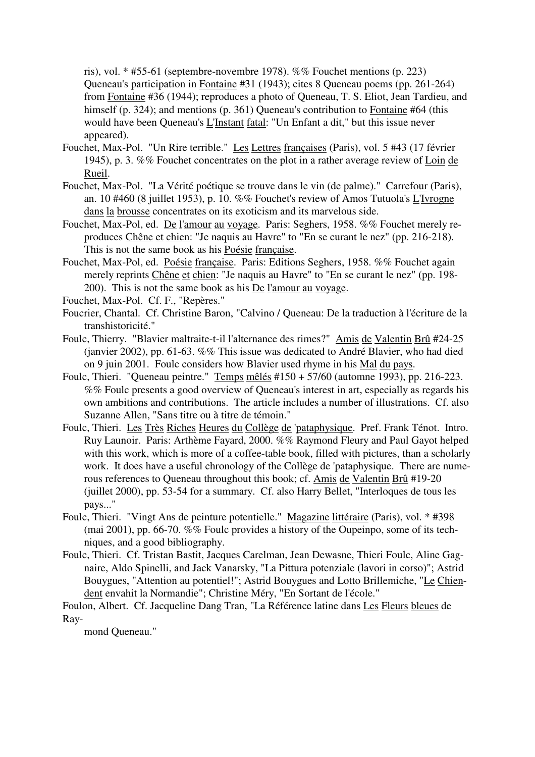ris), vol. * #55-61 (septembre-novembre 1978). %% Fouchet mentions (p. 223) Queneau's participation in Fontaine #31 (1943); cites 8 Queneau poems (pp. 261-264) from Fontaine #36 (1944); reproduces a photo of Queneau, T. S. Eliot, Jean Tardieu, and himself (p. 324); and mentions (p. 361) Queneau's contribution to Fontaine #64 (this would have been Queneau's L'Instant fatal: "Un Enfant a dit," but this issue never appeared).

Fouchet, Max-Pol. "Un Rire terrible." Les Lettres françaises (Paris), vol. 5 #43 (17 février 1945), p. 3. %% Fouchet concentrates on the plot in a rather average review of Loin de Rueil.

Fouchet, Max-Pol. "La Vérité poétique se trouve dans le vin (de palme)." Carrefour (Paris), an. 10 #460 (8 juillet 1953), p. 10. %% Fouchet's review of Amos Tutuola's L'Ivrogne dans la brousse concentrates on its exoticism and its marvelous side.

Fouchet, Max-Pol, ed. De l'amour au voyage. Paris: Seghers, 1958. %% Fouchet merely reproduces Chêne et chien: "Je naquis au Havre" to "En se curant le nez" (pp. 216-218). This is not the same book as his Poésie française.

Fouchet, Max-Pol, ed. Poésie française. Paris: Editions Seghers, 1958. %% Fouchet again merely reprints Chêne et chien: "Je naquis au Havre" to "En se curant le nez" (pp. 198-200). This is not the same book as his De l'amour au voyage.

Fouchet, Max-Pol. Cf. F., "Repères."

Foucrier, Chantal. Cf. Christine Baron, "Calvino / Queneau: De la traduction à l'écriture de la transhistoricité."

Foulc, Thierry. "Blavier maltraite-t-il l'alternance des rimes?" Amis de Valentin Brû #24-25 (janvier 2002), pp. 61-63. %% This issue was dedicated to André Blavier, who had died on 9 juin 2001. Foulc considers how Blavier used rhyme in his Mal du pays.

Foulc, Thieri. "Queneau peintre." Temps mêlés #150 + 57/60 (automne 1993), pp. 216-223. %% Foulc presents a good overview of Queneau's interest in art, especially as regards his own ambitions and contributions. The article includes a number of illustrations. Cf. also Suzanne Allen, "Sans titre ou à titre de témoin."

Foulc, Thieri. Les Très Riches Heures du Collège de 'pataphysique. Pref. Frank Ténot. Intro. Ruy Launoir. Paris: Arthème Fayard, 2000. %% Raymond Fleury and Paul Gayot helped with this work, which is more of a coffee-table book, filled with pictures, than a scholarly work. It does have a useful chronology of the Collège de 'pataphysique. There are numerous references to Queneau throughout this book; cf. Amis de Valentin Brû #19-20 (juillet 2000), pp. 53-54 for a summary. Cf. also Harry Bellet, "Interloques de tous les pays..."

Foulc, Thieri. "Vingt Ans de peinture potentielle." Magazine littéraire (Paris), vol. * #398 (mai 2001), pp. 66-70. %% Foulc provides a history of the Oupeinpo, some of its techniques, and a good bibliography.

Foulc, Thieri. Cf. Tristan Bastit, Jacques Carelman, Jean Dewasne, Thieri Foulc, Aline Gagnaire, Aldo Spinelli, and Jack Vanarsky, "La Pittura potenziale (lavori in corso)"; Astrid Bouygues, "Attention au potentiel!"; Astrid Bouygues and Lotto Brillemiche, "Le Chiendent envahit la Normandie"; Christine Méry, "En Sortant de l'école."

Foulon, Albert. Cf. Jacqueline Dang Tran, "La Référence latine dans Les Fleurs bleues de Raymond Queneau."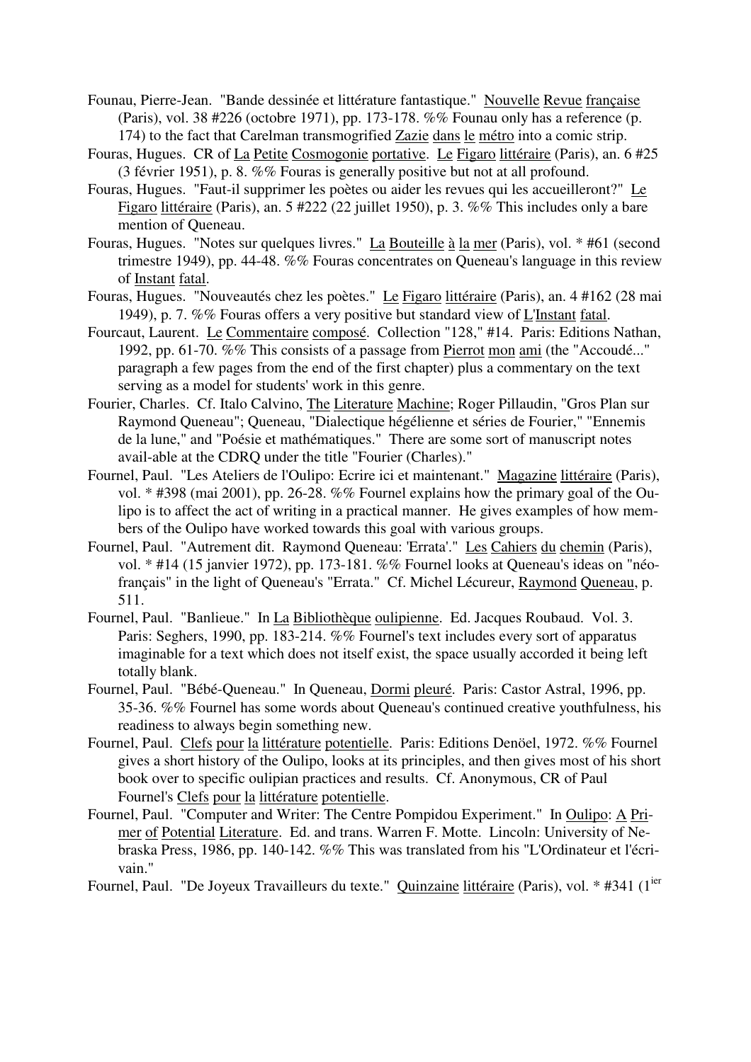Founau, Pierre-Jean. "Bande dessinée et littérature fantastique." Nouvelle Revue française (Paris), vol. 38 #226 (octobre 1971), pp. 173-178. %% Founau only has a reference (p. 174) to the fact that Carelman transmogrified Zazie dans le métro into a comic strip.

Fouras, Hugues. CR of La Petite Cosmogonie portative. Le Figaro littéraire (Paris), an. 6 #25 (3 février 1951), p. 8. %% Fouras is generally positive but not at all profound.

Fouras, Hugues. "Faut-il supprimer les poètes ou aider les revues qui les accueilleront?" Le Figaro littéraire (Paris), an. 5 #222 (22 juillet 1950), p. 3. %% This includes only a bare mention of Queneau.

Fouras, Hugues. "Notes sur quelques livres." La Bouteille à la mer (Paris), vol. * #61 (second trimestre 1949), pp. 44-48. %% Fouras concentrates on Queneau's language in this review of Instant fatal.

Fouras, Hugues. "Nouveautés chez les poètes." Le Figaro littéraire (Paris), an. 4 #162 (28 mai 1949), p. 7. %% Fouras offers a very positive but standard view of L'Instant fatal.

Fourcaut, Laurent. Le Commentaire composé. Collection "128," #14. Paris: Editions Nathan, 1992, pp. 61-70. %% This consists of a passage from Pierrot mon ami (the "Accoudé..." paragraph a few pages from the end of the first chapter) plus a commentary on the text serving as a model for students' work in this genre.

Fourier, Charles. Cf. Italo Calvino, The Literature Machine; Roger Pillaudin, "Gros Plan sur Raymond Queneau"; Queneau, "Dialectique hégélienne et séries de Fourier," "Ennemis de la lune," and "Poésie et mathématiques." There are some sort of manuscript notes avail-able at the CDRQ under the title "Fourier (Charles)."

Fournel, Paul. "Les Ateliers de l'Oulipo: Ecrire ici et maintenant." Magazine littéraire (Paris), vol. * #398 (mai 2001), pp. 26-28. %% Fournel explains how the primary goal of the Oulipo is to affect the act of writing in a practical manner. He gives examples of how members of the Oulipo have worked towards this goal with various groups.

Fournel, Paul. "Autrement dit. Raymond Queneau: 'Errata'." Les Cahiers du chemin (Paris), vol. * #14 (15 janvier 1972), pp. 173-181. %% Fournel looks at Queneau's ideas on "néo-français" in the light of Queneau's "Errata." Cf. Michel Lécureur, Raymond Queneau, p. 511.

Fournel, Paul. "Banlieue." In La Bibliothèque oulipienne. Ed. Jacques Roubaud. Vol. 3. Paris: Seghers, 1990, pp. 183-214. %% Fournel's text includes every sort of apparatus imaginable for a text which does not itself exist, the space usually accorded it being left totally blank.

Fournel, Paul. "Bébé-Queneau." In Queneau, Dormi pleuré. Paris: Castor Astral, 1996, pp. 35-36. %% Fournel has some words about Queneau's continued creative youthfulness, his readiness to always begin something new.

Fournel, Paul. Clefs pour la littérature potentielle. Paris: Editions Denöel, 1972. %% Fournel gives a short history of the Oulipo, looks at its principles, and then gives most of his short book over to specific oulipian practices and results. Cf. Anonymous, CR of Paul Fournel's Clefs pour la littérature potentielle.

Fournel, Paul. "Computer and Writer: The Centre Pompidou Experiment." In Oulipo: A Primer of Potential Literature. Ed. and trans. Warren F. Motte. Lincoln: University of Nebraska Press, 1986, pp. 140-142. %% This was translated from his "L'Ordinateur et l'écrivain."

Fournel, Paul. "De Joyeux Travailleurs du texte." Quinzaine littéraire (Paris), vol. * #341 (1ier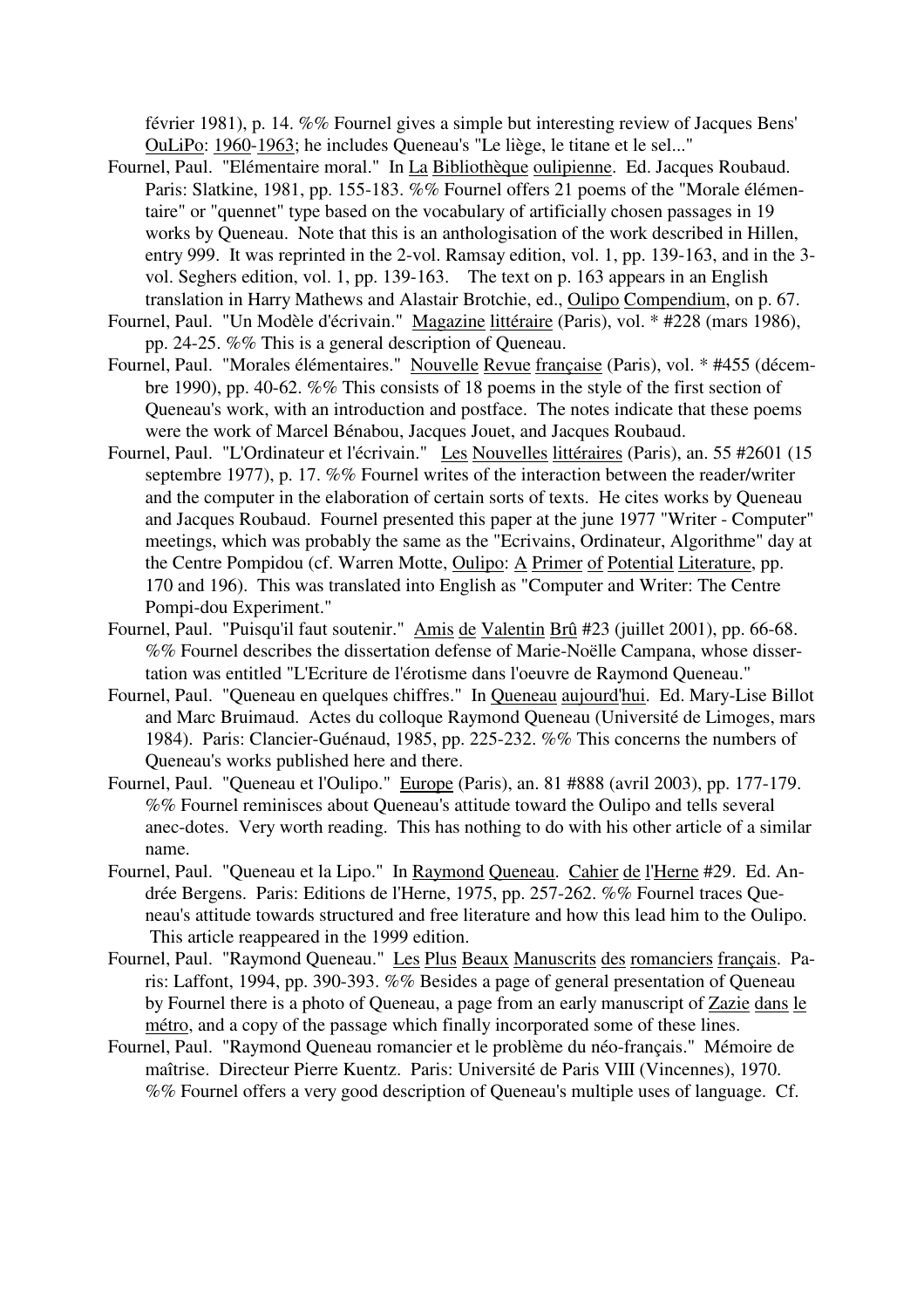février 1981), p. 14. %% Fournel gives a simple but interesting review of Jacques Bens' OuLiPo: 1960-1963; he includes Queneau's "Le liège, le titane et le sel..."

Fournel, Paul. "Elémentaire moral." In La Bibliothèque oulipienne. Ed. Jacques Roubaud. Paris: Slatkine, 1981, pp. 155-183. %% Fournel offers 21 poems of the "Morale élémentaire" or "quennet" type based on the vocabulary of artificially chosen passages in 19 works by Queneau. Note that this is an anthologisation of the work described in Hillen, entry 999. It was reprinted in the 2-vol. Ramsay edition, vol. 1, pp. 139-163, and in the 3-vol. Seghers edition, vol. 1, pp. 139-163. The text on p. 163 appears in an English translation in Harry Mathews and Alastair Brotchie, ed., Oulipo Compendium, on p. 67.

Fournel, Paul. "Un Modèle d'écrivain." Magazine littéraire (Paris), vol. * #228 (mars 1986), pp. 24-25. %% This is a general description of Queneau.

Fournel, Paul. "Morales élémentaires." Nouvelle Revue française (Paris), vol. * #455 (décembre 1990), pp. 40-62. %% This consists of 18 poems in the style of the first section of Queneau's work, with an introduction and postface. The notes indicate that these poems were the work of Marcel Bénabou, Jacques Jouet, and Jacques Roubaud.

Fournel, Paul. "L'Ordinateur et l'écrivain." Les Nouvelles littéraires (Paris), an. 55 #2601 (15 septembre 1977), p. 17. %% Fournel writes of the interaction between the reader/writer and the computer in the elaboration of certain sorts of texts. He cites works by Queneau and Jacques Roubaud. Fournel presented this paper at the june 1977 "Writer - Computer" meetings, which was probably the same as the "Ecrivains, Ordinateur, Algorithme" day at the Centre Pompidou (cf. Warren Motte, Oulipo: A Primer of Potential Literature, pp. 170 and 196). This was translated into English as "Computer and Writer: The Centre Pompi-dou Experiment."

Fournel, Paul. "Puisqu'il faut soutenir." Amis de Valentin Brû #23 (juillet 2001), pp. 66-68. %% Fournel describes the dissertation defense of Marie-Noëlle Campana, whose dissertation was entitled "L'Ecriture de l'érotisme dans l'oeuvre de Raymond Queneau."

Fournel, Paul. "Queneau en quelques chiffres." In Queneau aujourd'hui. Ed. Mary-Lise Billot and Marc Bruimaud. Actes du colloque Raymond Queneau (Université de Limoges, mars 1984). Paris: Clancier-Guénaud, 1985, pp. 225-232. %% This concerns the numbers of Queneau's works published here and there.

Fournel, Paul. "Queneau et l'Oulipo." Europe (Paris), an. 81 #888 (avril 2003), pp. 177-179. %% Fournel reminisces about Queneau's attitude toward the Oulipo and tells several anec-dotes. Very worth reading. This has nothing to do with his other article of a similar name.

Fournel, Paul. "Queneau et la Lipo." In Raymond Queneau. Cahier de l'Herne #29. Ed. Andrée Bergens. Paris: Editions de l'Herne, 1975, pp. 257-262. %% Fournel traces Queneau's attitude towards structured and free literature and how this lead him to the Oulipo. This article reappeared in the 1999 edition.

Fournel, Paul. "Raymond Queneau." Les Plus Beaux Manuscrits des romanciers français. Paris: Laffont, 1994, pp. 390-393. %% Besides a page of general presentation of Queneau by Fournel there is a photo of Queneau, a page from an early manuscript of Zazie dans le métro, and a copy of the passage which finally incorporated some of these lines.

Fournel, Paul. "Raymond Queneau romancier et le problème du néo-français." Mémoire de maîtrise. Directeur Pierre Kuentz. Paris: Université de Paris VIII (Vincennes), 1970. %% Fournel offers a very good description of Queneau's multiple uses of language. Cf.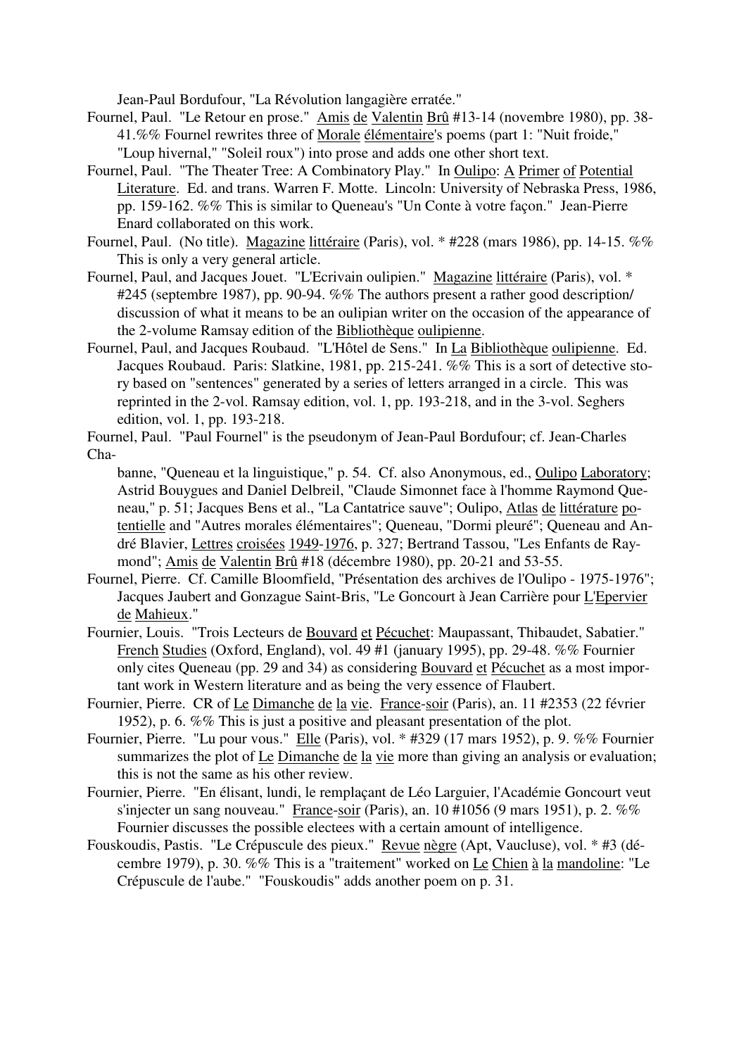Jean-Paul Bordufour, "La Révolution langagière erratée."

Fournel, Paul. "Le Retour en prose." Amis de Valentin Brû #13-14 (novembre 1980), pp. 38-41.%% Fournel rewrites three of Morale élémentaire's poems (part 1: "Nuit froide," "Loup hivernal," "Soleil roux") into prose and adds one other short text.

Fournel, Paul. "The Theater Tree: A Combinatory Play." In Oulipo: A Primer of Potential Literature. Ed. and trans. Warren F. Motte. Lincoln: University of Nebraska Press, 1986, pp. 159-162. %% This is similar to Queneau's "Un Conte à votre façon." Jean-Pierre Enard collaborated on this work.

Fournel, Paul. (No title). Magazine littéraire (Paris), vol. * #228 (mars 1986), pp. 14-15. %% This is only a very general article.

Fournel, Paul, and Jacques Jouet. "L'Ecrivain oulipien." Magazine littéraire (Paris), vol. * #245 (septembre 1987), pp. 90-94. %% The authors present a rather good description/ discussion of what it means to be an oulipian writer on the occasion of the appearance of the 2-volume Ramsay edition of the Bibliothèque oulipienne.

Fournel, Paul, and Jacques Roubaud. "L'Hôtel de Sens." In La Bibliothèque oulipienne. Ed. Jacques Roubaud. Paris: Slatkine, 1981, pp. 215-241. %% This is a sort of detective story based on "sentences" generated by a series of letters arranged in a circle. This was reprinted in the 2-vol. Ramsay edition, vol. 1, pp. 193-218, and in the 3-vol. Seghers edition, vol. 1, pp. 193-218.

Fournel, Paul. "Paul Fournel" is the pseudonym of Jean-Paul Bordufour; cf. Jean-Charles Chabanne, "Queneau et la linguistique," p. 54. Cf. also Anonymous, ed., Oulipo Laboratory; Astrid Bouygues and Daniel Delbreil, "Claude Simonnet face à l'homme Raymond Queneau," p. 51; Jacques Bens et al., "La Cantatrice sauve"; Oulipo, Atlas de littérature potentielle and "Autres morales élémentaires"; Queneau, "Dormi pleuré"; Queneau and André Blavier, Lettres croisées 1949-1976, p. 327; Bertrand Tassou, "Les Enfants de Raymond"; Amis de Valentin Brû #18 (décembre 1980), pp. 20-21 and 53-55.

Fournel, Pierre. Cf. Camille Bloomfield, "Présentation des archives de l'Oulipo - 1975-1976"; Jacques Jaubert and Gonzague Saint-Bris, "Le Goncourt à Jean Carrière pour L'Epervier de Mahieux."

Fournier, Louis. "Trois Lecteurs de Bouvard et Pécuchet: Maupassant, Thibaudet, Sabatier." French Studies (Oxford, England), vol. 49 #1 (january 1995), pp. 29-48. %% Fournier only cites Queneau (pp. 29 and 34) as considering Bouvard et Pécuchet as a most important work in Western literature and as being the very essence of Flaubert.

Fournier, Pierre. CR of Le Dimanche de la vie. France-soir (Paris), an. 11 #2353 (22 février 1952), p. 6. %% This is just a positive and pleasant presentation of the plot.

Fournier, Pierre. "Lu pour vous." Elle (Paris), vol. * #329 (17 mars 1952), p. 9. %% Fournier summarizes the plot of Le Dimanche de la vie more than giving an analysis or evaluation; this is not the same as his other review.

Fournier, Pierre. "En élisant, lundi, le remplaçant de Léo Larguier, l'Académie Goncourt veut s'injecter un sang nouveau." France-soir (Paris), an. 10 #1056 (9 mars 1951), p. 2. %% Fournier discusses the possible electees with a certain amount of intelligence.

Fouskoudis, Pastis. "Le Crépuscule des pieux." Revue nègre (Apt, Vaucluse), vol. * #3 (décembre 1979), p. 30. %% This is a "traitement" worked on Le Chien à la mandoline: "Le Crépuscule de l'aube." "Fouskoudis" adds another poem on p. 31.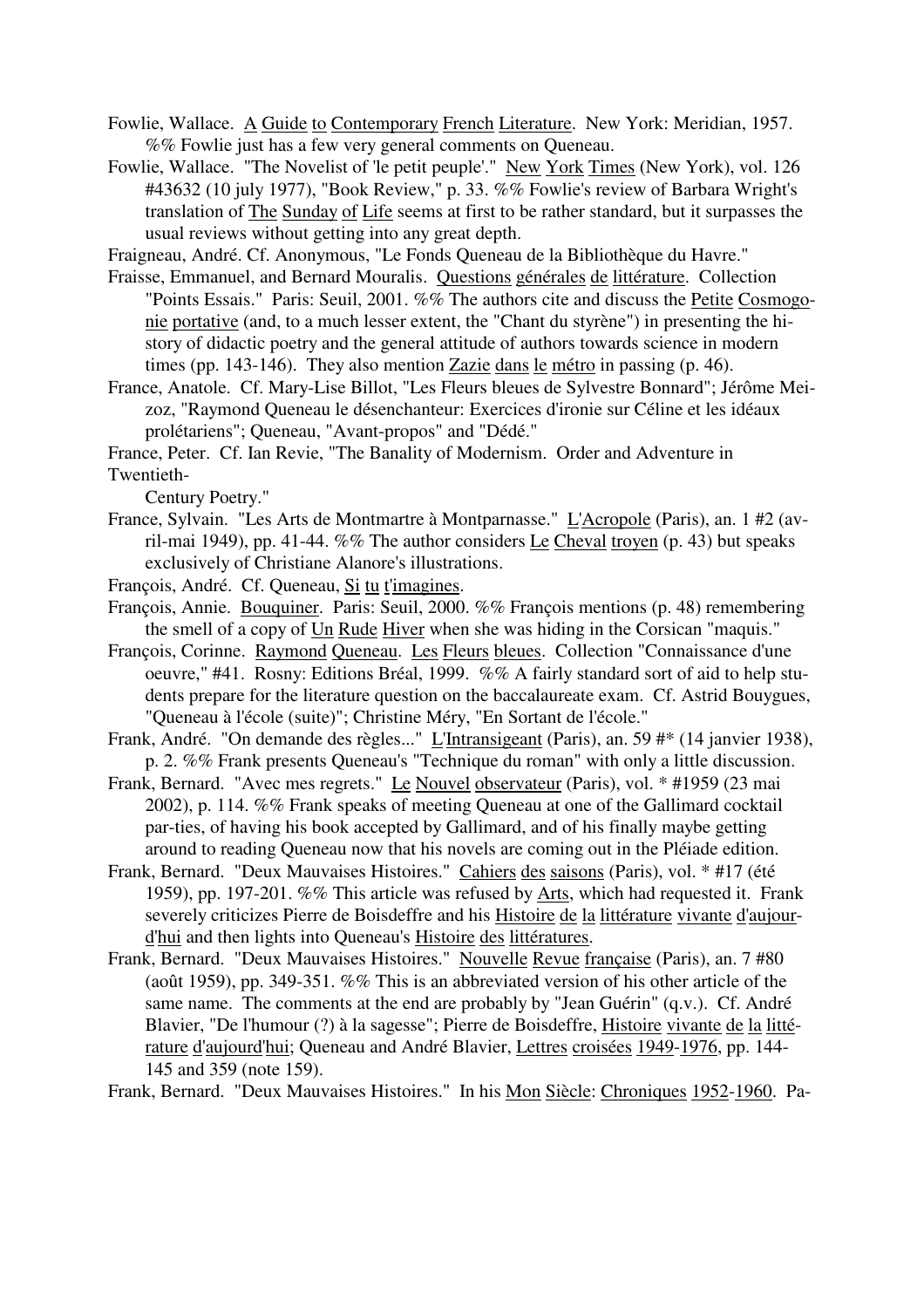Fowlie, Wallace. <u>A Guide to Contemporary French Literature</u>. New York: Meridian, 1957. %% Fowlie just has a few very general comments on Queneau.

Fowlie, Wallace. "The Novelist of 'le petit peuple'." <u>New York Times</u> (New York), vol. 126 #43632 (10 july 1977), "Book Review," p. 33. %% Fowlie's review of Barbara Wright's translation of <u>The Sunday of Life</u> seems at first to be rather standard, but it surpasses the usual reviews without getting into any great depth.

Fraigneau, André. Cf. Anonymous, "Le Fonds Queneau de la Bibliothèque du Havre."

Fraisse, Emmanuel, and Bernard Mouralis. <u>Questions générales de littérature</u>. Collection "Points Essais." Paris: Seuil, 2001. %% The authors cite and discuss the <u>Petite Cosmogonie portative</u> (and, to a much lesser extent, the "Chant du styrène") in presenting the history of didactic poetry and the general attitude of authors towards science in modern times (pp. 143-146). They also mention <u>Zazie dans le métro</u> in passing (p. 46).

France, Anatole. Cf. Mary-Lise Billot, "Les Fleurs bleues de Sylvestre Bonnard"; Jérôme Meizoz, "Raymond Queneau le désenchanteur: Exercices d'ironie sur Céline et les idéaux prolétariens"; Queneau, "Avant-propos" and "Dédé."

France, Peter. Cf. Ian Revie, "The Banality of Modernism. Order and Adventure in Twentieth-Century Poetry."

France, Sylvain. "Les Arts de Montmartre à Montparnasse." <u>L'Acropole</u> (Paris), an. 1 #2 (avril-mai 1949), pp. 41-44. %% The author considers <u>Le Cheval troyen</u> (p. 43) but speaks exclusively of Christiane Alanore's illustrations.

François, André. Cf. Queneau, <u>Si tu t'imagines</u>.

François, Annie. <u>Bouquiner</u>. Paris: Seuil, 2000. %% François mentions (p. 48) remembering the smell of a copy of <u>Un Rude Hiver</u> when she was hiding in the Corsican "maquis."

François, Corinne. <u>Raymond Queneau. Les Fleurs bleues</u>. Collection "Connaissance d'une oeuvre," #41. Rosny: Editions Bréal, 1999. %% A fairly standard sort of aid to help students prepare for the literature question on the baccalaureate exam. Cf. Astrid Bouygues, "Queneau à l'école (suite)"; Christine Méry, "En Sortant de l'école."

Frank, André. "On demande des règles..." <u>L'Intransigeant</u> (Paris), an. 59 #* (14 janvier 1938), p. 2. %% Frank presents Queneau's "Technique du roman" with only a little discussion.

Frank, Bernard. "Avec mes regrets." <u>Le Nouvel observateur</u> (Paris), vol. * #1959 (23 mai 2002), p. 114. %% Frank speaks of meeting Queneau at one of the Gallimard cocktail par-ties, of having his book accepted by Gallimard, and of his finally maybe getting around to reading Queneau now that his novels are coming out in the Pléiade edition.

Frank, Bernard. "Deux Mauvaises Histoires." <u>Cahiers des saisons</u> (Paris), vol. * #17 (été 1959), pp. 197-201. %% This article was refused by <u>Arts</u>, which had requested it. Frank severely criticizes Pierre de Boisdeffre and his <u>Histoire de la littérature vivante d'aujourd'hui</u> and then lights into Queneau's <u>Histoire des littératures</u>.

Frank, Bernard. "Deux Mauvaises Histoires." <u>Nouvelle Revue française</u> (Paris), an. 7 #80 (août 1959), pp. 349-351. %% This is an abbreviated version of his other article of the same name. The comments at the end are probably by "Jean Guérin" (q.v.). Cf. André Blavier, "De l'humour (?) à la sagesse"; Pierre de Boisdeffre, <u>Histoire vivante de la littérature d'aujourd'hui</u>; Queneau and André Blavier, <u>Lettres croisées 1949-1976</u>, pp. 144-145 and 359 (note 159).

Frank, Bernard. "Deux Mauvaises Histoires." In his <u>Mon Siècle: Chroniques 1952-1960</u>. Pa-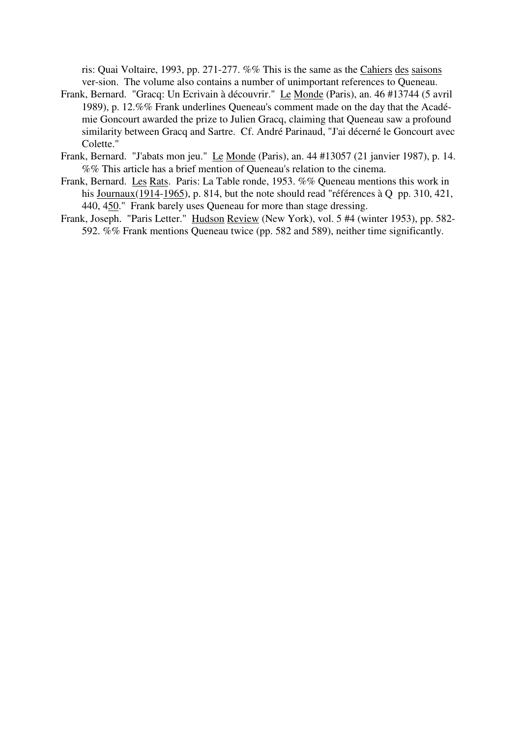ris: Quai Voltaire, 1993, pp. 271-277. %% This is the same as the Cahiers des saisons ver-sion. The volume also contains a number of unimportant references to Queneau.

Frank, Bernard. "Gracq: Un Ecrivain à découvrir." Le Monde (Paris), an. 46 #13744 (5 avril 1989), p. 12.%% Frank underlines Queneau's comment made on the day that the Académie Goncourt awarded the prize to Julien Gracq, claiming that Queneau saw a profound similarity between Gracq and Sartre. Cf. André Parinaud, "J'ai décerné le Goncourt avec Colette."

Frank, Bernard. "J'abats mon jeu." Le Monde (Paris), an. 44 #13057 (21 janvier 1987), p. 14. %% This article has a brief mention of Queneau's relation to the cinema.

Frank, Bernard. Les Rats. Paris: La Table ronde, 1953. %% Queneau mentions this work in his Journaux(1914-1965), p. 814, but the note should read "références à Q pp. 310, 421, 440, 450." Frank barely uses Queneau for more than stage dressing.

Frank, Joseph. "Paris Letter." Hudson Review (New York), vol. 5 #4 (winter 1953), pp. 582-592. %% Frank mentions Queneau twice (pp. 582 and 589), neither time significantly.